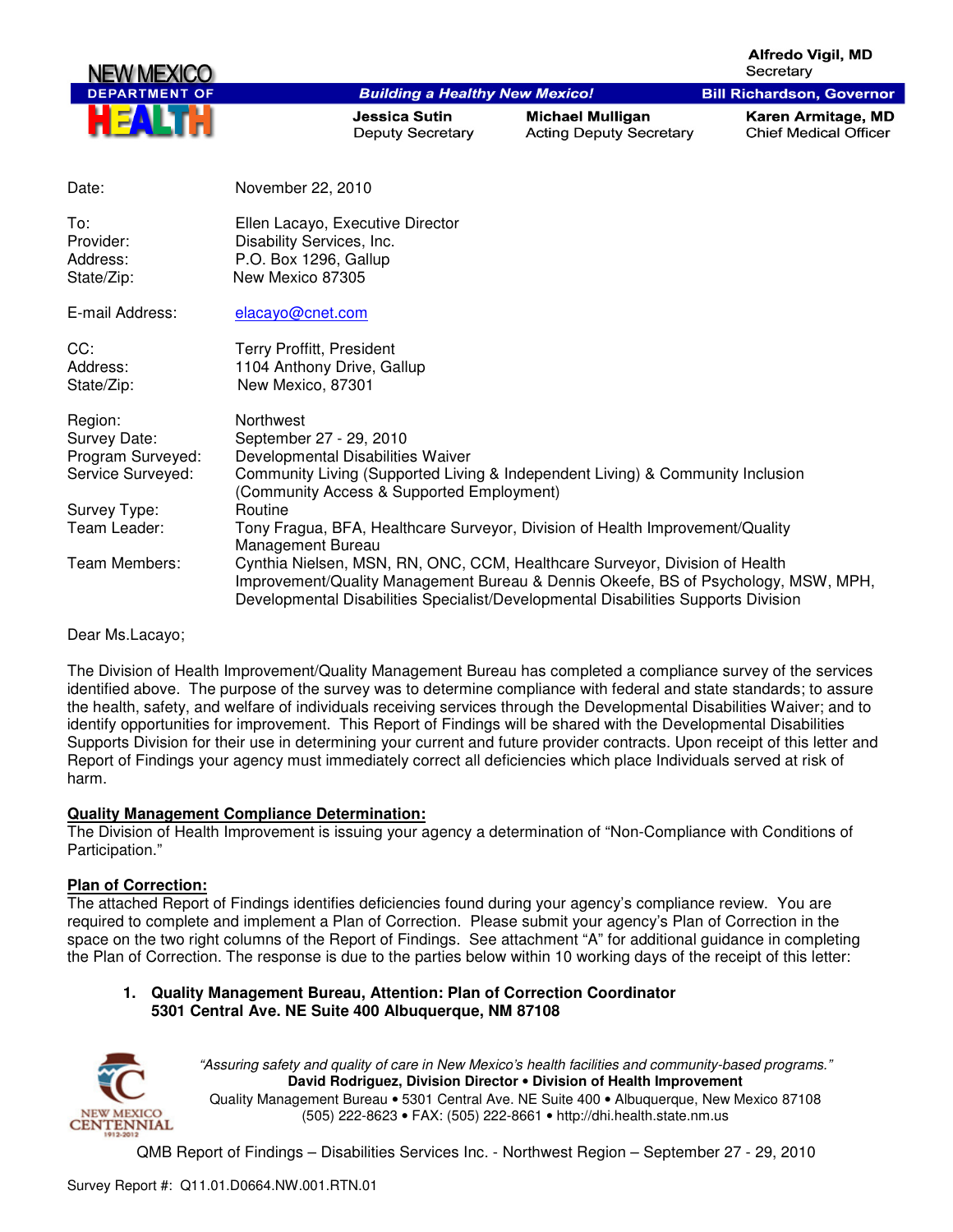NEW MEXICO DEPARTMENT OF HEALTH

*Building a Healthy New Mexico!*

**Alfredo Vigil, MD**
Secretary

**Bill Richardson, Governor**

**Jessica Sutin**
Deputy Secretary

**Michael Mulligan**
Acting Deputy Secretary

**Karen Armitage, MD**
Chief Medical Officer

| | |
|---|---|
| Date: | November 22, 2010 |
| To: | Ellen Lacayo, Executive Director |
| Provider: | Disability Services, Inc. |
| Address: | P.O. Box 1296, Gallup |
| State/Zip: | New Mexico 87305 |
| E-mail Address: | elacayo@cnet.com |
| CC: | Terry Proffitt, President |
| Address: | 1104 Anthony Drive, Gallup |
| State/Zip: | New Mexico, 87301 |
| Region: | Northwest |
| Survey Date: | September 27 - 29, 2010 |
| Program Surveyed: | Developmental Disabilities Waiver |
| Service Surveyed: | Community Living (Supported Living & Independent Living) & Community Inclusion (Community Access & Supported Employment) |
| Survey Type: | Routine |
| Team Leader: | Tony Fragua, BFA, Healthcare Surveyor, Division of Health Improvement/Quality Management Bureau |
| Team Members: | Cynthia Nielsen, MSN, RN, ONC, CCM, Healthcare Surveyor, Division of Health Improvement/Quality Management Bureau & Dennis Okeefe, BS of Psychology, MSW, MPH, Developmental Disabilities Specialist/Developmental Disabilities Supports Division |

Dear Ms.Lacayo;

The Division of Health Improvement/Quality Management Bureau has completed a compliance survey of the services identified above. The purpose of the survey was to determine compliance with federal and state standards; to assure the health, safety, and welfare of individuals receiving services through the Developmental Disabilities Waiver; and to identify opportunities for improvement. This Report of Findings will be shared with the Developmental Disabilities Supports Division for their use in determining your current and future provider contracts. Upon receipt of this letter and Report of Findings your agency must immediately correct all deficiencies which place Individuals served at risk of harm.

**Quality Management Compliance Determination:**

The Division of Health Improvement is issuing your agency a determination of "Non-Compliance with Conditions of Participation."

**Plan of Correction:**

The attached Report of Findings identifies deficiencies found during your agency's compliance review. You are required to complete and implement a Plan of Correction. Please submit your agency's Plan of Correction in the space on the two right columns of the Report of Findings. See attachment "A" for additional guidance in completing the Plan of Correction. The response is due to the parties below within 10 working days of the receipt of this letter:

1. **Quality Management Bureau, Attention: Plan of Correction Coordinator**
   **5301 Central Ave. NE Suite 400 Albuquerque, NM 87108**

*"Assuring safety and quality of care in New Mexico's health facilities and community-based programs."*
**David Rodriguez, Division Director • Division of Health Improvement**
Quality Management Bureau • 5301 Central Ave. NE Suite 400 • Albuquerque, New Mexico 87108
(505) 222-8623 • FAX: (505) 222-8661 • http://dhi.health.state.nm.us

QMB Report of Findings – Disabilities Services Inc. - Northwest Region – September 27 - 29, 2010

Survey Report #: Q11.01.D0664.NW.001.RTN.01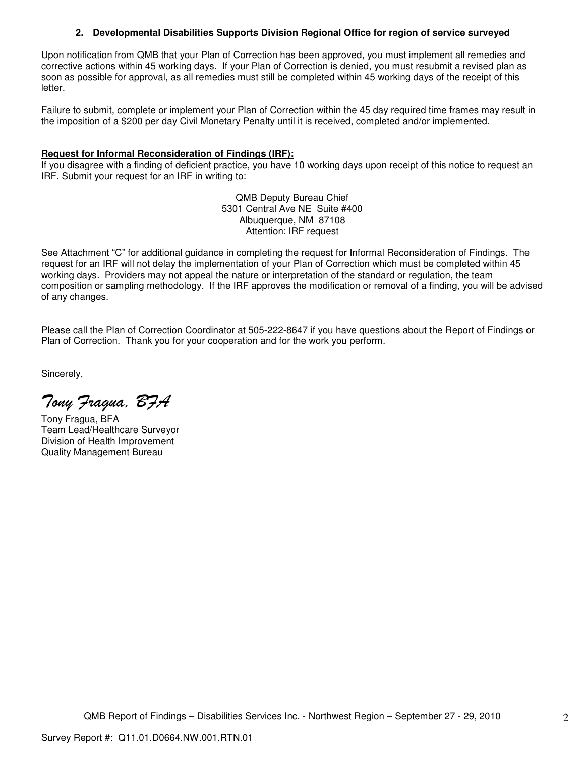2. **Developmental Disabilities Supports Division Regional Office for region of service surveyed**

Upon notification from QMB that your Plan of Correction has been approved, you must implement all remedies and corrective actions within 45 working days. If your Plan of Correction is denied, you must resubmit a revised plan as soon as possible for approval, as all remedies must still be completed within 45 working days of the receipt of this letter.

Failure to submit, complete or implement your Plan of Correction within the 45 day required time frames may result in the imposition of a $200 per day Civil Monetary Penalty until it is received, completed and/or implemented.

**Request for Informal Reconsideration of Findings (IRF):**
If you disagree with a finding of deficient practice, you have 10 working days upon receipt of this notice to request an IRF. Submit your request for an IRF in writing to:

QMB Deputy Bureau Chief
5301 Central Ave NE Suite #400
Albuquerque, NM 87108
Attention: IRF request

See Attachment "C" for additional guidance in completing the request for Informal Reconsideration of Findings. The request for an IRF will not delay the implementation of your Plan of Correction which must be completed within 45 working days. Providers may not appeal the nature or interpretation of the standard or regulation, the team composition or sampling methodology. If the IRF approves the modification or removal of a finding, you will be advised of any changes.

Please call the Plan of Correction Coordinator at 505-222-8647 if you have questions about the Report of Findings or Plan of Correction. Thank you for your cooperation and for the work you perform.

Sincerely,

*Tony Fragua, BFA*

Tony Fragua, BFA
Team Lead/Healthcare Surveyor
Division of Health Improvement
Quality Management Bureau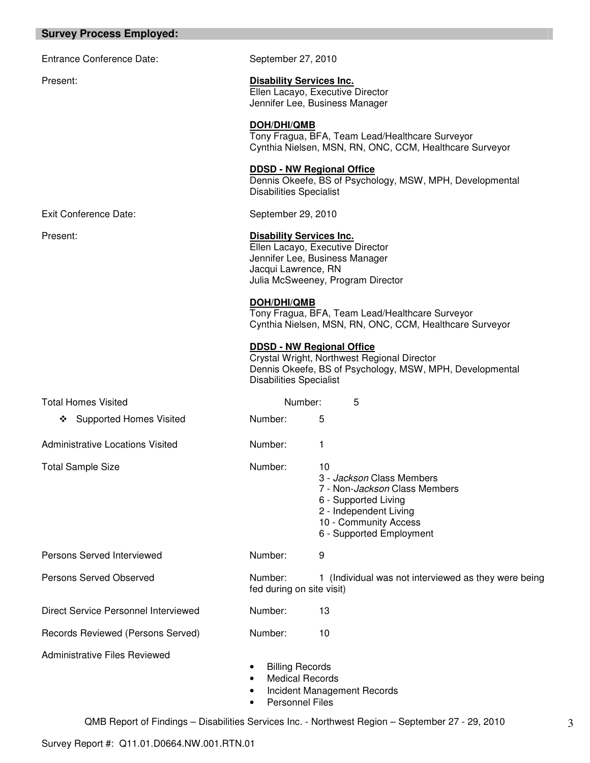## Survey Process Employed:

Entrance Conference Date: September 27, 2010

Present:

**Disability Services Inc.**
Ellen Lacayo, Executive Director
Jennifer Lee, Business Manager

**DOH/DHI/QMB**
Tony Fragua, BFA, Team Lead/Healthcare Surveyor
Cynthia Nielsen, MSN, RN, ONC, CCM, Healthcare Surveyor

**DDSD - NW Regional Office**
Dennis Okeefe, BS of Psychology, MSW, MPH, Developmental Disabilities Specialist

Exit Conference Date: September 29, 2010

Present:

**Disability Services Inc.**
Ellen Lacayo, Executive Director
Jennifer Lee, Business Manager
Jacqui Lawrence, RN
Julia McSweeney, Program Director

**DOH/DHI/QMB**
Tony Fragua, BFA, Team Lead/Healthcare Surveyor
Cynthia Nielsen, MSN, RN, ONC, CCM, Healthcare Surveyor

**DDSD - NW Regional Office**
Crystal Wright, Northwest Regional Director
Dennis Okeefe, BS of Psychology, MSW, MPH, Developmental Disabilities Specialist

Total Homes Visited — Number: 5

- ❖ Supported Homes Visited — Number: 5

Administrative Locations Visited — Number: 1

Total Sample Size — Number: 10
- 3 - *Jackson* Class Members
- 7 - Non-*Jackson* Class Members
- 6 - Supported Living
- 2 - Independent Living
- 10 - Community Access
- 6 - Supported Employment

Persons Served Interviewed — Number: 9

Persons Served Observed — Number: 1 (Individual was not interviewed as they were being fed during on site visit)

Direct Service Personnel Interviewed — Number: 13

Records Reviewed (Persons Served) — Number: 10

Administrative Files Reviewed
- Billing Records
- Medical Records
- Incident Management Records
- Personnel Files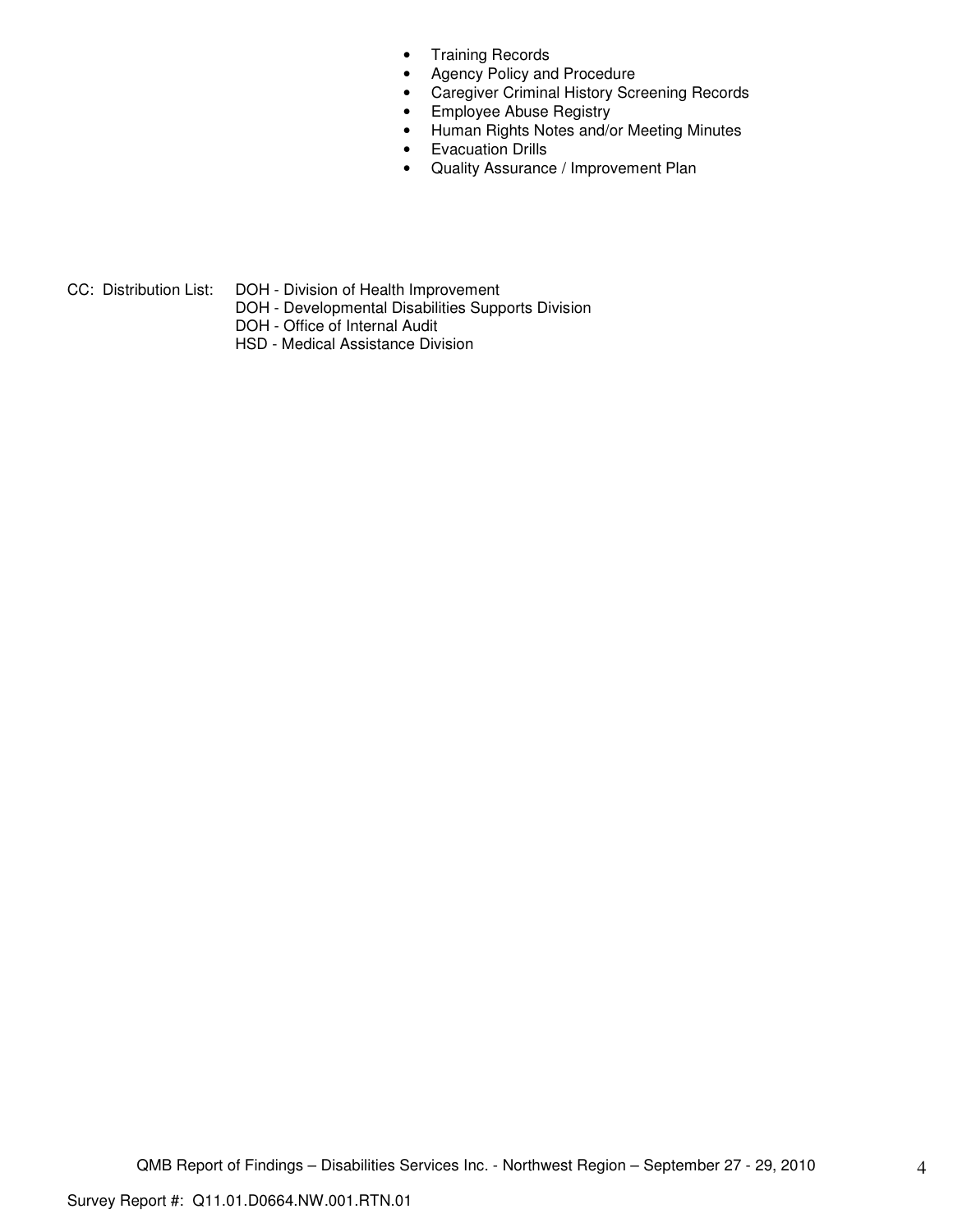- Training Records
- Agency Policy and Procedure
- Caregiver Criminal History Screening Records
- Employee Abuse Registry
- Human Rights Notes and/or Meeting Minutes
- Evacuation Drills
- Quality Assurance / Improvement Plan

CC: Distribution List: DOH - Division of Health Improvement
DOH - Developmental Disabilities Supports Division
DOH - Office of Internal Audit
HSD - Medical Assistance Division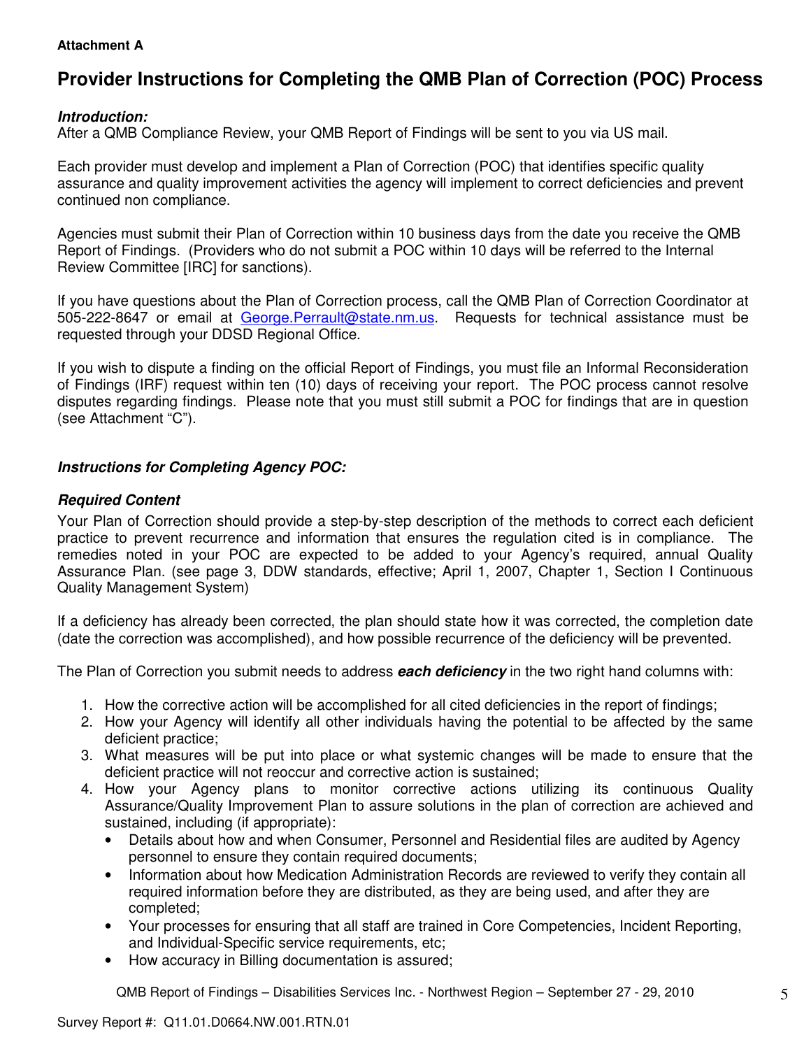**Attachment A**

# Provider Instructions for Completing the QMB Plan of Correction (POC) Process

***Introduction:***
After a QMB Compliance Review, your QMB Report of Findings will be sent to you via US mail.

Each provider must develop and implement a Plan of Correction (POC) that identifies specific quality assurance and quality improvement activities the agency will implement to correct deficiencies and prevent continued non compliance.

Agencies must submit their Plan of Correction within 10 business days from the date you receive the QMB Report of Findings. (Providers who do not submit a POC within 10 days will be referred to the Internal Review Committee [IRC] for sanctions).

If you have questions about the Plan of Correction process, call the QMB Plan of Correction Coordinator at 505-222-8647 or email at George.Perrault@state.nm.us. Requests for technical assistance must be requested through your DDSD Regional Office.

If you wish to dispute a finding on the official Report of Findings, you must file an Informal Reconsideration of Findings (IRF) request within ten (10) days of receiving your report. The POC process cannot resolve disputes regarding findings. Please note that you must still submit a POC for findings that are in question (see Attachment "C").

***Instructions for Completing Agency POC:***

***Required Content***
Your Plan of Correction should provide a step-by-step description of the methods to correct each deficient practice to prevent recurrence and information that ensures the regulation cited is in compliance. The remedies noted in your POC are expected to be added to your Agency's required, annual Quality Assurance Plan. (see page 3, DDW standards, effective; April 1, 2007, Chapter 1, Section I Continuous Quality Management System)

If a deficiency has already been corrected, the plan should state how it was corrected, the completion date (date the correction was accomplished), and how possible recurrence of the deficiency will be prevented.

The Plan of Correction you submit needs to address ***each deficiency*** in the two right hand columns with:

1. How the corrective action will be accomplished for all cited deficiencies in the report of findings;
2. How your Agency will identify all other individuals having the potential to be affected by the same deficient practice;
3. What measures will be put into place or what systemic changes will be made to ensure that the deficient practice will not reoccur and corrective action is sustained;
4. How your Agency plans to monitor corrective actions utilizing its continuous Quality Assurance/Quality Improvement Plan to assure solutions in the plan of correction are achieved and sustained, including (if appropriate):
   - Details about how and when Consumer, Personnel and Residential files are audited by Agency personnel to ensure they contain required documents;
   - Information about how Medication Administration Records are reviewed to verify they contain all required information before they are distributed, as they are being used, and after they are completed;
   - Your processes for ensuring that all staff are trained in Core Competencies, Incident Reporting, and Individual-Specific service requirements, etc;
   - How accuracy in Billing documentation is assured;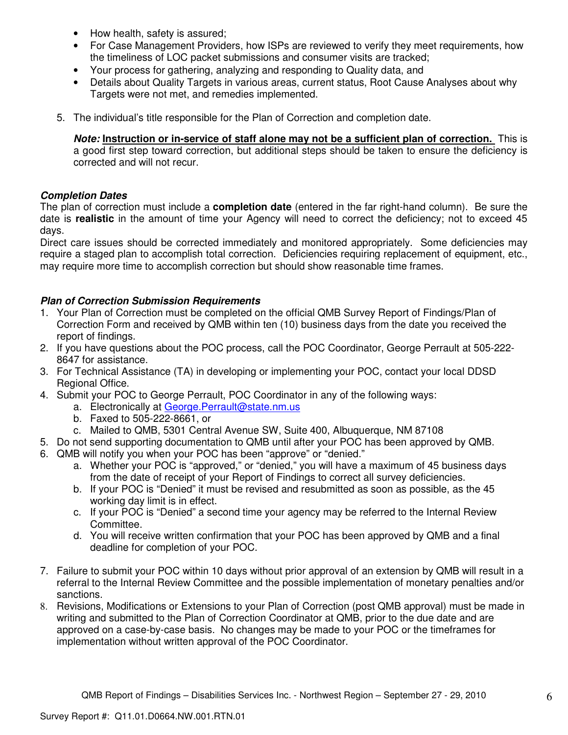- How health, safety is assured;
- For Case Management Providers, how ISPs are reviewed to verify they meet requirements, how the timeliness of LOC packet submissions and consumer visits are tracked;
- Your process for gathering, analyzing and responding to Quality data, and
- Details about Quality Targets in various areas, current status, Root Cause Analyses about why Targets were not met, and remedies implemented.

5. The individual's title responsible for the Plan of Correction and completion date.

   ***Note:*** **Instruction or in-service of staff alone may not be a sufficient plan of correction.** This is a good first step toward correction, but additional steps should be taken to ensure the deficiency is corrected and will not recur.

### *Completion Dates*

The plan of correction must include a **completion date** (entered in the far right-hand column). Be sure the date is **realistic** in the amount of time your Agency will need to correct the deficiency; not to exceed 45 days.

Direct care issues should be corrected immediately and monitored appropriately. Some deficiencies may require a staged plan to accomplish total correction. Deficiencies requiring replacement of equipment, etc., may require more time to accomplish correction but should show reasonable time frames.

### *Plan of Correction Submission Requirements*

1. Your Plan of Correction must be completed on the official QMB Survey Report of Findings/Plan of Correction Form and received by QMB within ten (10) business days from the date you received the report of findings.
2. If you have questions about the POC process, call the POC Coordinator, George Perrault at 505-222-8647 for assistance.
3. For Technical Assistance (TA) in developing or implementing your POC, contact your local DDSD Regional Office.
4. Submit your POC to George Perrault, POC Coordinator in any of the following ways:
   a. Electronically at George.Perrault@state.nm.us
   b. Faxed to 505-222-8661, or
   c. Mailed to QMB, 5301 Central Avenue SW, Suite 400, Albuquerque, NM 87108
5. Do not send supporting documentation to QMB until after your POC has been approved by QMB.
6. QMB will notify you when your POC has been "approve" or "denied."
   a. Whether your POC is "approved," or "denied," you will have a maximum of 45 business days from the date of receipt of your Report of Findings to correct all survey deficiencies.
   b. If your POC is "Denied" it must be revised and resubmitted as soon as possible, as the 45 working day limit is in effect.
   c. If your POC is "Denied" a second time your agency may be referred to the Internal Review Committee.
   d. You will receive written confirmation that your POC has been approved by QMB and a final deadline for completion of your POC.
7. Failure to submit your POC within 10 days without prior approval of an extension by QMB will result in a referral to the Internal Review Committee and the possible implementation of monetary penalties and/or sanctions.
8. Revisions, Modifications or Extensions to your Plan of Correction (post QMB approval) must be made in writing and submitted to the Plan of Correction Coordinator at QMB, prior to the due date and are approved on a case-by-case basis. No changes may be made to your POC or the timeframes for implementation without written approval of the POC Coordinator.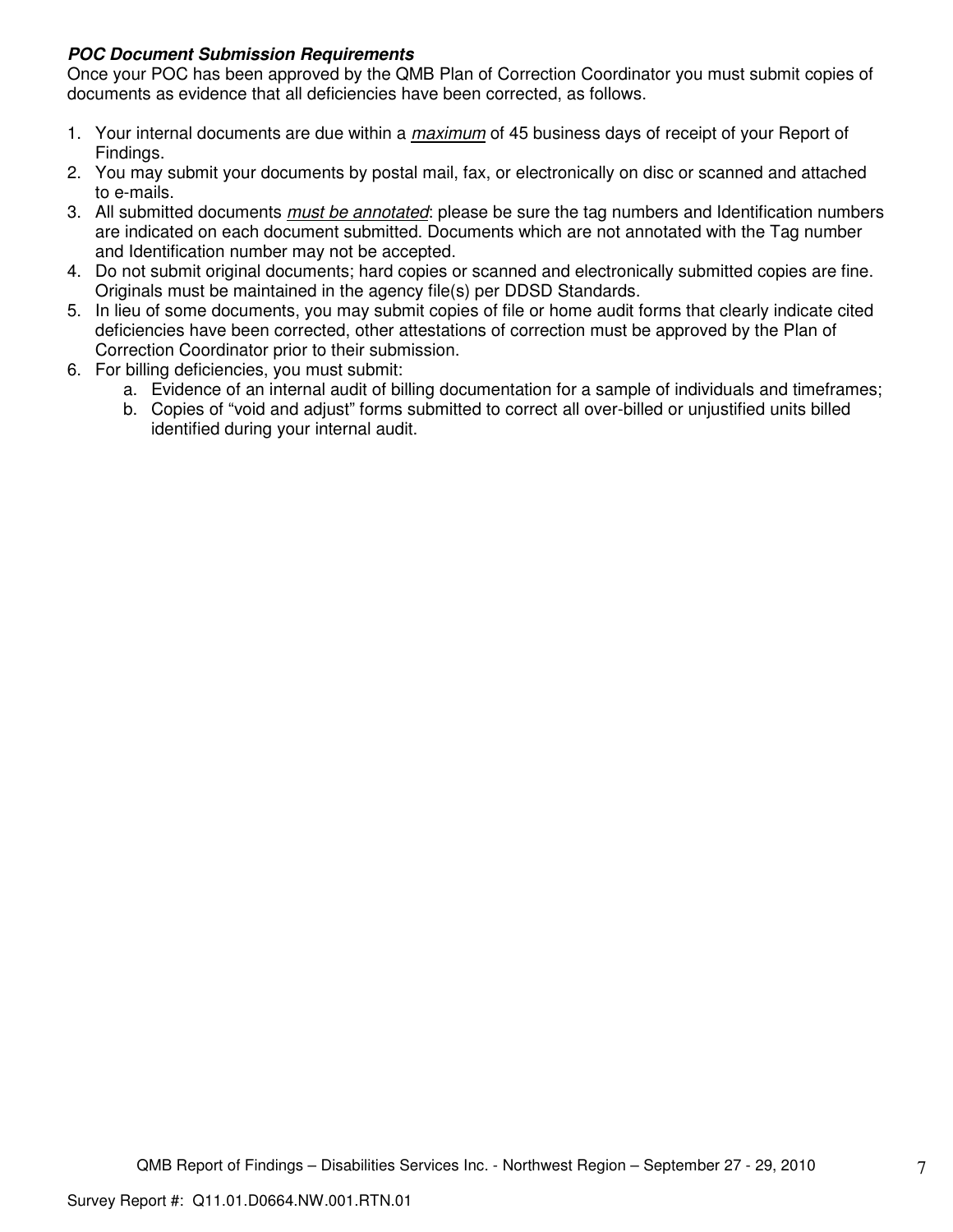***POC Document Submission Requirements***

Once your POC has been approved by the QMB Plan of Correction Coordinator you must submit copies of documents as evidence that all deficiencies have been corrected, as follows.

1. Your internal documents are due within a *maximum* of 45 business days of receipt of your Report of Findings.
2. You may submit your documents by postal mail, fax, or electronically on disc or scanned and attached to e-mails.
3. All submitted documents *must be annotated*: please be sure the tag numbers and Identification numbers are indicated on each document submitted. Documents which are not annotated with the Tag number and Identification number may not be accepted.
4. Do not submit original documents; hard copies or scanned and electronically submitted copies are fine. Originals must be maintained in the agency file(s) per DDSD Standards.
5. In lieu of some documents, you may submit copies of file or home audit forms that clearly indicate cited deficiencies have been corrected, other attestations of correction must be approved by the Plan of Correction Coordinator prior to their submission.
6. For billing deficiencies, you must submit:
   a. Evidence of an internal audit of billing documentation for a sample of individuals and timeframes;
   b. Copies of "void and adjust" forms submitted to correct all over-billed or unjustified units billed identified during your internal audit.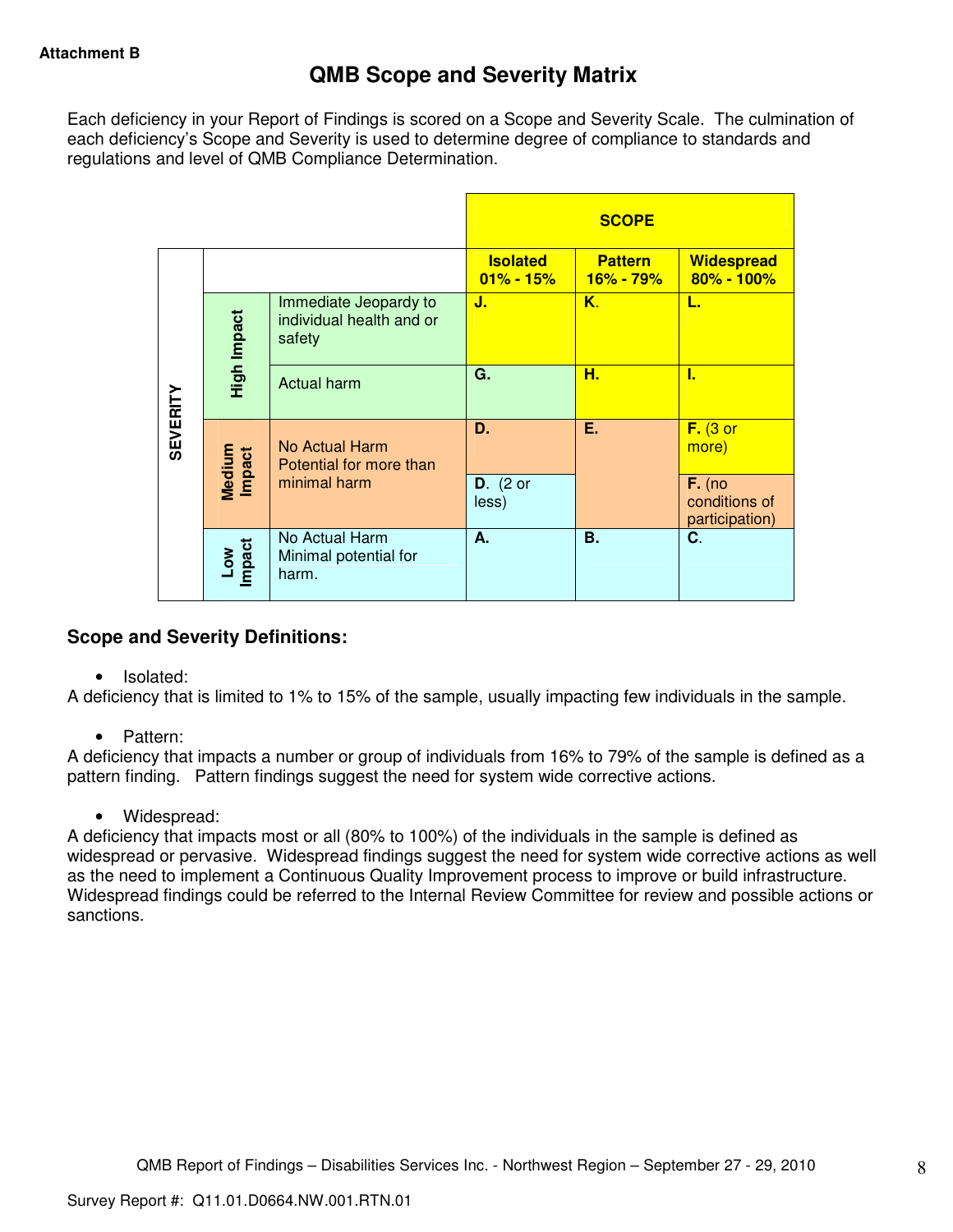**Attachment B**

# QMB Scope and Severity Matrix

Each deficiency in your Report of Findings is scored on a Scope and Severity Scale. The culmination of each deficiency's Scope and Severity is used to determine degree of compliance to standards and regulations and level of QMB Compliance Determination.

| | | | SCOPE | | |
|---|---|---|---|---|---|
| | | | **Isolated 01% - 15%** | **Pattern 16% - 79%** | **Widespread 80% - 100%** |
| **SEVERITY** | **High Impact** | Immediate Jeopardy to individual health and or safety | **J.** | **K.** | **L.** |
| | | Actual harm | **G.** | **H.** | **I.** |
| | **Medium Impact** | No Actual Harm Potential for more than minimal harm | **D.** | **E.** | **F.** (3 or more) |
| | | | **D.** (2 or less) | | **F.** (no conditions of participation) |
| | **Low Impact** | No Actual Harm Minimal potential for harm. | **A.** | **B.** | **C.** |

### Scope and Severity Definitions:

- Isolated:

A deficiency that is limited to 1% to 15% of the sample, usually impacting few individuals in the sample.

- Pattern:

A deficiency that impacts a number or group of individuals from 16% to 79% of the sample is defined as a pattern finding. Pattern findings suggest the need for system wide corrective actions.

- Widespread:

A deficiency that impacts most or all (80% to 100%) of the individuals in the sample is defined as widespread or pervasive. Widespread findings suggest the need for system wide corrective actions as well as the need to implement a Continuous Quality Improvement process to improve or build infrastructure. Widespread findings could be referred to the Internal Review Committee for review and possible actions or sanctions.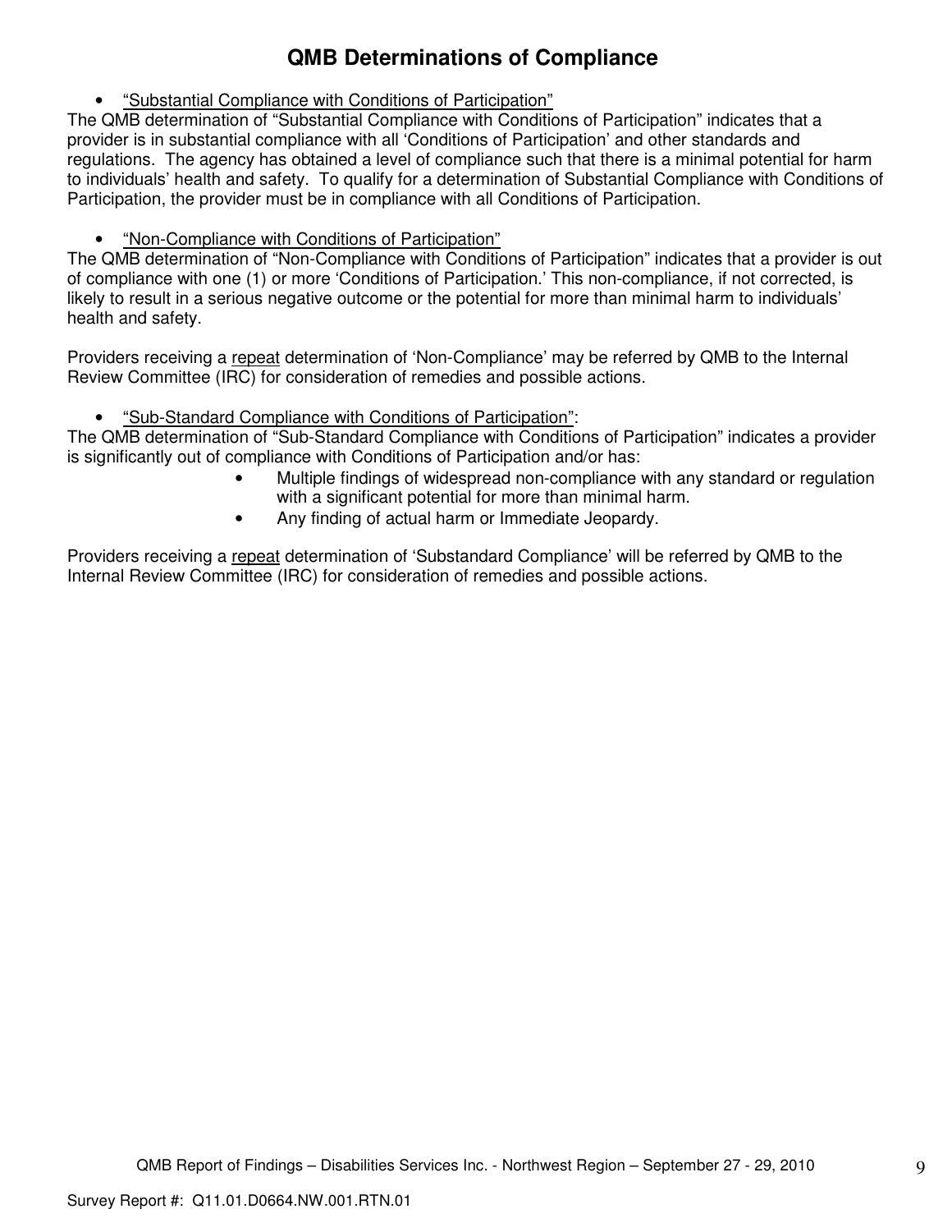# QMB Determinations of Compliance

- <u>"Substantial Compliance with Conditions of Participation"</u>

The QMB determination of "Substantial Compliance with Conditions of Participation" indicates that a provider is in substantial compliance with all 'Conditions of Participation' and other standards and regulations. The agency has obtained a level of compliance such that there is a minimal potential for harm to individuals' health and safety. To qualify for a determination of Substantial Compliance with Conditions of Participation, the provider must be in compliance with all Conditions of Participation.

- <u>"Non-Compliance with Conditions of Participation"</u>

The QMB determination of "Non-Compliance with Conditions of Participation" indicates that a provider is out of compliance with one (1) or more 'Conditions of Participation.' This non-compliance, if not corrected, is likely to result in a serious negative outcome or the potential for more than minimal harm to individuals' health and safety.

Providers receiving a <u>repeat</u> determination of 'Non-Compliance' may be referred by QMB to the Internal Review Committee (IRC) for consideration of remedies and possible actions.

- <u>"Sub-Standard Compliance with Conditions of Participation"</u>:

The QMB determination of "Sub-Standard Compliance with Conditions of Participation" indicates a provider is significantly out of compliance with Conditions of Participation and/or has:

- Multiple findings of widespread non-compliance with any standard or regulation with a significant potential for more than minimal harm.
- Any finding of actual harm or Immediate Jeopardy.

Providers receiving a <u>repeat</u> determination of 'Substandard Compliance' will be referred by QMB to the Internal Review Committee (IRC) for consideration of remedies and possible actions.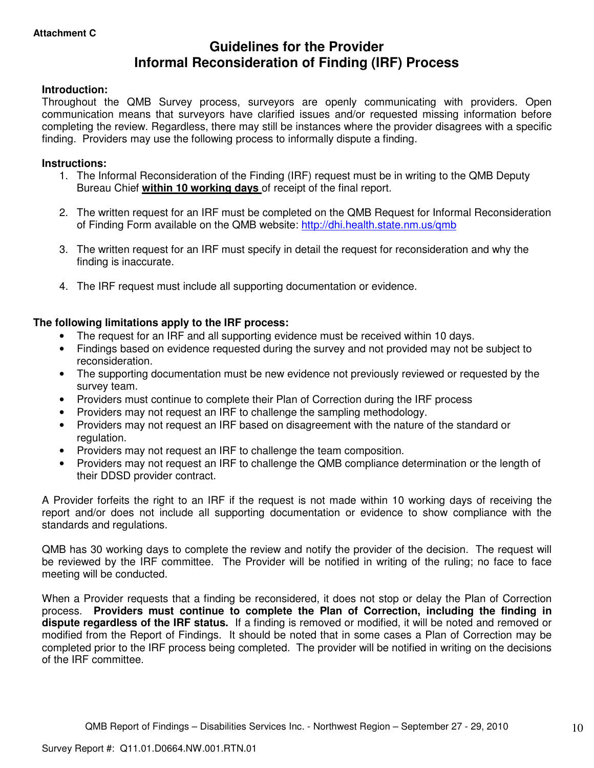**Attachment C**

# Guidelines for the Provider Informal Reconsideration of Finding (IRF) Process

**Introduction:**
Throughout the QMB Survey process, surveyors are openly communicating with providers. Open communication means that surveyors have clarified issues and/or requested missing information before completing the review. Regardless, there may still be instances where the provider disagrees with a specific finding. Providers may use the following process to informally dispute a finding.

**Instructions:**

1. The Informal Reconsideration of the Finding (IRF) request must be in writing to the QMB Deputy Bureau Chief **within 10 working days** of receipt of the final report.

2. The written request for an IRF must be completed on the QMB Request for Informal Reconsideration of Finding Form available on the QMB website: http://dhi.health.state.nm.us/qmb

3. The written request for an IRF must specify in detail the request for reconsideration and why the finding is inaccurate.

4. The IRF request must include all supporting documentation or evidence.

**The following limitations apply to the IRF process:**

- The request for an IRF and all supporting evidence must be received within 10 days.
- Findings based on evidence requested during the survey and not provided may not be subject to reconsideration.
- The supporting documentation must be new evidence not previously reviewed or requested by the survey team.
- Providers must continue to complete their Plan of Correction during the IRF process
- Providers may not request an IRF to challenge the sampling methodology.
- Providers may not request an IRF based on disagreement with the nature of the standard or regulation.
- Providers may not request an IRF to challenge the team composition.
- Providers may not request an IRF to challenge the QMB compliance determination or the length of their DDSD provider contract.

A Provider forfeits the right to an IRF if the request is not made within 10 working days of receiving the report and/or does not include all supporting documentation or evidence to show compliance with the standards and regulations.

QMB has 30 working days to complete the review and notify the provider of the decision. The request will be reviewed by the IRF committee. The Provider will be notified in writing of the ruling; no face to face meeting will be conducted.

When a Provider requests that a finding be reconsidered, it does not stop or delay the Plan of Correction process. **Providers must continue to complete the Plan of Correction, including the finding in dispute regardless of the IRF status.** If a finding is removed or modified, it will be noted and removed or modified from the Report of Findings. It should be noted that in some cases a Plan of Correction may be completed prior to the IRF process being completed. The provider will be notified in writing on the decisions of the IRF committee.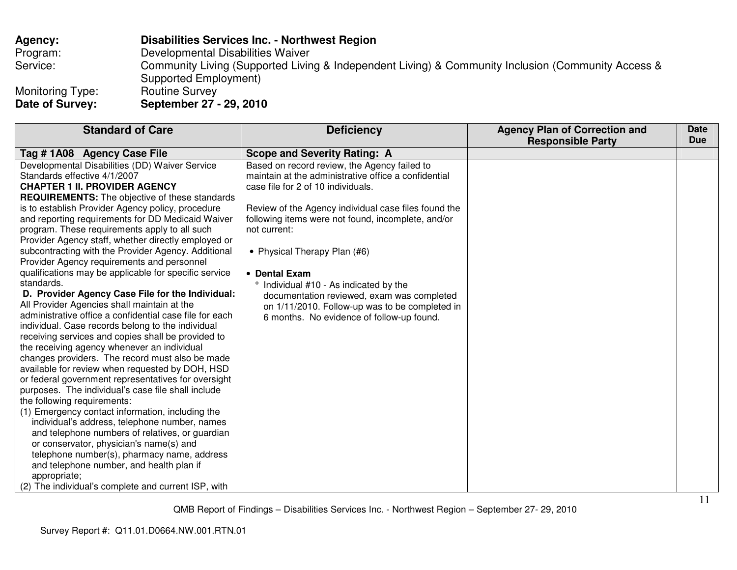**Agency:** **Disabilities Services Inc. - Northwest Region**
Program: Developmental Disabilities Waiver
Service: Community Living (Supported Living & Independent Living) & Community Inclusion (Community Access & Supported Employment)
Monitoring Type: Routine Survey
**Date of Survey:** **September 27 - 29, 2010**

| Standard of Care | Deficiency | Agency Plan of Correction and Responsible Party | Date Due |
|---|---|---|---|
| **Tag # 1A08 Agency Case File** | **Scope and Severity Rating: A** | | |
| Developmental Disabilities (DD) Waiver Service Standards effective 4/1/2007<br>**CHAPTER 1 II. PROVIDER AGENCY REQUIREMENTS:** The objective of these standards is to establish Provider Agency policy, procedure and reporting requirements for DD Medicaid Waiver program. These requirements apply to all such Provider Agency staff, whether directly employed or subcontracting with the Provider Agency. Additional Provider Agency requirements and personnel qualifications may be applicable for specific service standards.<br>**D. Provider Agency Case File for the Individual:** All Provider Agencies shall maintain at the administrative office a confidential case file for each individual. Case records belong to the individual receiving services and copies shall be provided to the receiving agency whenever an individual changes providers. The record must also be made available for review when requested by DOH, HSD or federal government representatives for oversight purposes. The individual's case file shall include the following requirements:<br>(1) Emergency contact information, including the individual's address, telephone number, names and telephone numbers of relatives, or guardian or conservator, physician's name(s) and telephone number(s), pharmacy name, address and telephone number, and health plan if appropriate;<br>(2) The individual's complete and current ISP, with | Based on record review, the Agency failed to maintain at the administrative office a confidential case file for 2 of 10 individuals.<br><br>Review of the Agency individual case files found the following items were not found, incomplete, and/or not current:<br><br>• Physical Therapy Plan (#6)<br><br>• **Dental Exam**<br>° Individual #10 - As indicated by the documentation reviewed, exam was completed on 1/11/2010. Follow-up was to be completed in 6 months. No evidence of follow-up found. | | |

QMB Report of Findings – Disabilities Services Inc. - Northwest Region – September 27- 29, 2010

Survey Report #: Q11.01.D0664.NW.001.RTN.01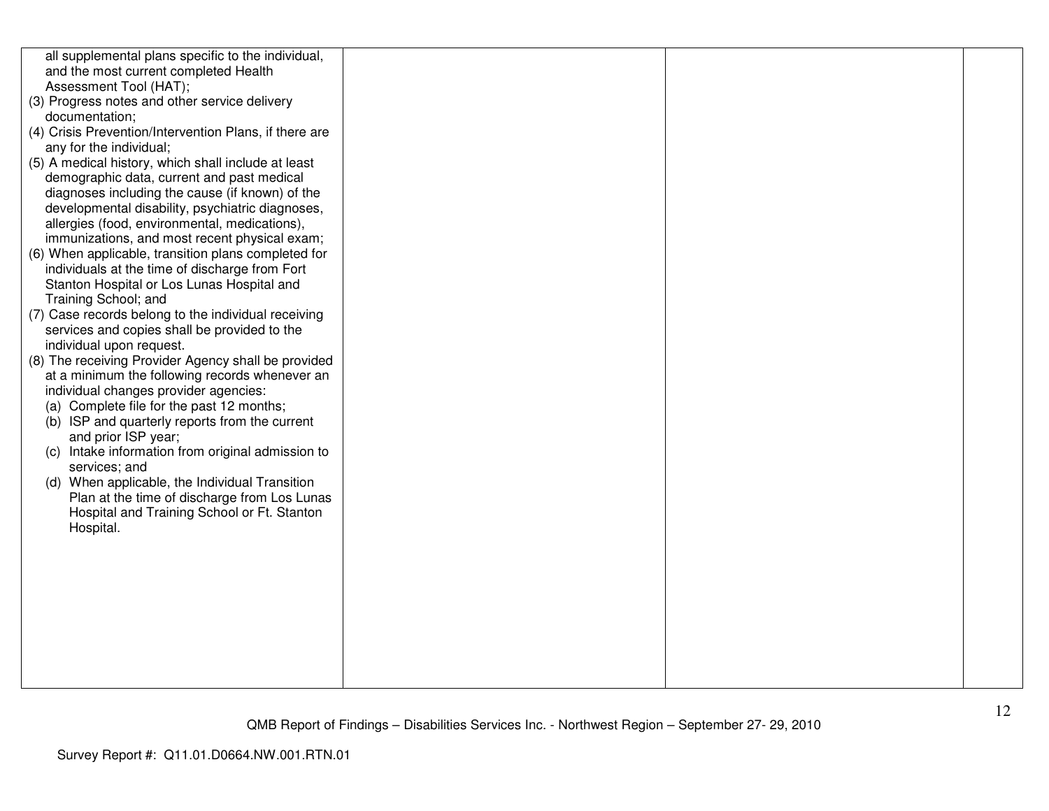| | | | |
|---|---|---|---|
| all supplemental plans specific to the individual, and the most current completed Health Assessment Tool (HAT);<br>(3) Progress notes and other service delivery documentation;<br>(4) Crisis Prevention/Intervention Plans, if there are any for the individual;<br>(5) A medical history, which shall include at least demographic data, current and past medical diagnoses including the cause (if known) of the developmental disability, psychiatric diagnoses, allergies (food, environmental, medications), immunizations, and most recent physical exam;<br>(6) When applicable, transition plans completed for individuals at the time of discharge from Fort Stanton Hospital or Los Lunas Hospital and Training School; and<br>(7) Case records belong to the individual receiving services and copies shall be provided to the individual upon request.<br>(8) The receiving Provider Agency shall be provided at a minimum the following records whenever an individual changes provider agencies:<br>(a) Complete file for the past 12 months;<br>(b) ISP and quarterly reports from the current and prior ISP year;<br>(c) Intake information from original admission to services; and<br>(d) When applicable, the Individual Transition Plan at the time of discharge from Los Lunas Hospital and Training School or Ft. Stanton Hospital. | | | |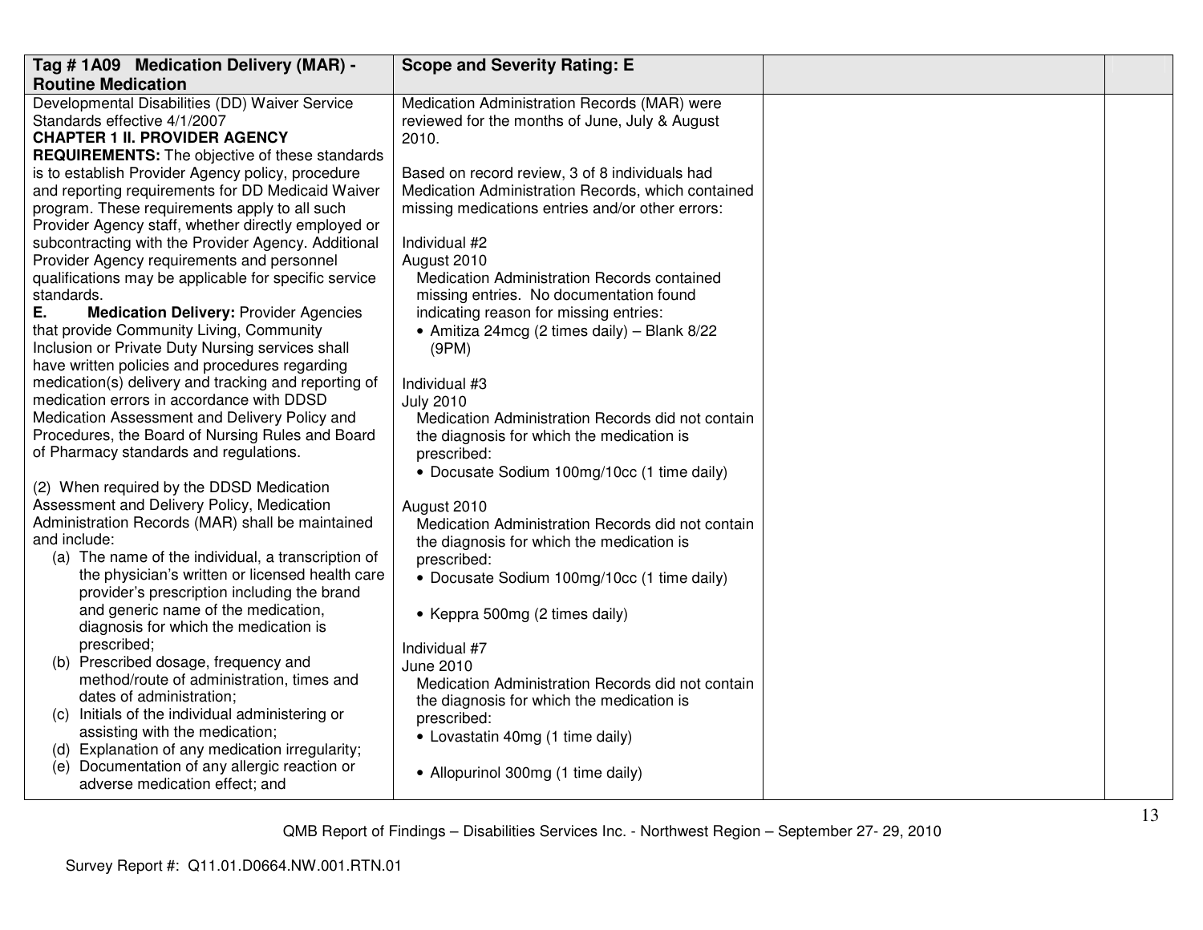| Tag # 1A09 Medication Delivery (MAR) - Routine Medication | Scope and Severity Rating: E | | |
|---|---|---|---|
| Developmental Disabilities (DD) Waiver Service Standards effective 4/1/2007<br>**CHAPTER 1 II. PROVIDER AGENCY REQUIREMENTS:** The objective of these standards is to establish Provider Agency policy, procedure and reporting requirements for DD Medicaid Waiver program. These requirements apply to all such Provider Agency staff, whether directly employed or subcontracting with the Provider Agency. Additional Provider Agency requirements and personnel qualifications may be applicable for specific service standards.<br>**E. Medication Delivery:** Provider Agencies that provide Community Living, Community Inclusion or Private Duty Nursing services shall have written policies and procedures regarding medication(s) delivery and tracking and reporting of medication errors in accordance with DDSD Medication Assessment and Delivery Policy and Procedures, the Board of Nursing Rules and Board of Pharmacy standards and regulations.<br><br>(2) When required by the DDSD Medication Assessment and Delivery Policy, Medication Administration Records (MAR) shall be maintained and include:<br>(a) The name of the individual, a transcription of the physician's written or licensed health care provider's prescription including the brand and generic name of the medication, diagnosis for which the medication is prescribed;<br>(b) Prescribed dosage, frequency and method/route of administration, times and dates of administration;<br>(c) Initials of the individual administering or assisting with the medication;<br>(d) Explanation of any medication irregularity;<br>(e) Documentation of any allergic reaction or adverse medication effect; and | Medication Administration Records (MAR) were reviewed for the months of June, July & August 2010.<br><br>Based on record review, 3 of 8 individuals had Medication Administration Records, which contained missing medications entries and/or other errors:<br><br>Individual #2<br>August 2010<br>Medication Administration Records contained missing entries. No documentation found indicating reason for missing entries:<br>• Amitiza 24mcg (2 times daily) – Blank 8/22 (9PM)<br><br>Individual #3<br>July 2010<br>Medication Administration Records did not contain the diagnosis for which the medication is prescribed:<br>• Docusate Sodium 100mg/10cc (1 time daily)<br><br>August 2010<br>Medication Administration Records did not contain the diagnosis for which the medication is prescribed:<br>• Docusate Sodium 100mg/10cc (1 time daily)<br><br>• Keppra 500mg (2 times daily)<br><br>Individual #7<br>June 2010<br>Medication Administration Records did not contain the diagnosis for which the medication is prescribed:<br>• Lovastatin 40mg (1 time daily)<br><br>• Allopurinol 300mg (1 time daily) | | |

QMB Report of Findings – Disabilities Services Inc. - Northwest Region – September 27- 29, 2010

Survey Report #: Q11.01.D0664.NW.001.RTN.01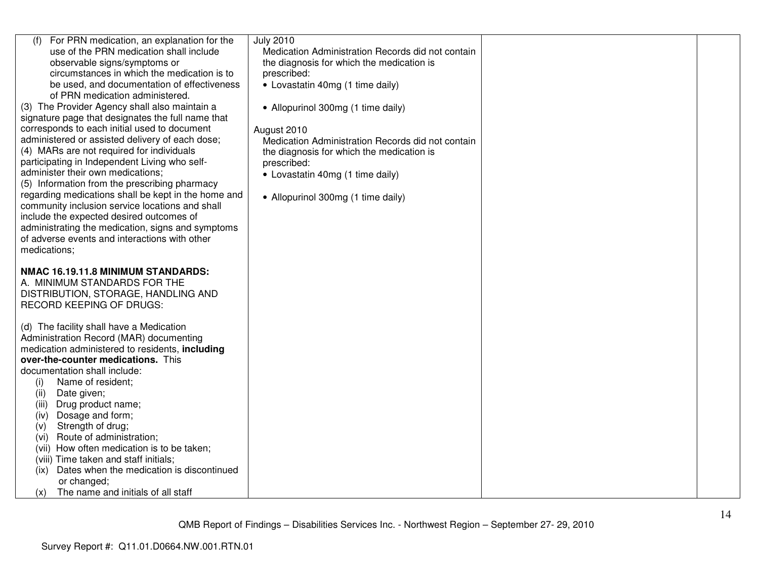| | | | |
|---|---|---|---|
| (f) For PRN medication, an explanation for the use of the PRN medication shall include observable signs/symptoms or circumstances in which the medication is to be used, and documentation of effectiveness of PRN medication administered.<br>(3) The Provider Agency shall also maintain a signature page that designates the full name that corresponds to each initial used to document administered or assisted delivery of each dose;<br>(4) MARs are not required for individuals participating in Independent Living who self-administer their own medications;<br>(5) Information from the prescribing pharmacy regarding medications shall be kept in the home and community inclusion service locations and shall include the expected desired outcomes of administrating the medication, signs and symptoms of adverse events and interactions with other medications;<br><br>**NMAC 16.19.11.8 MINIMUM STANDARDS:**<br>A. MINIMUM STANDARDS FOR THE DISTRIBUTION, STORAGE, HANDLING AND RECORD KEEPING OF DRUGS:<br><br>(d) The facility shall have a Medication Administration Record (MAR) documenting medication administered to residents, **including over-the-counter medications.** This documentation shall include:<br>(i) Name of resident;<br>(ii) Date given;<br>(iii) Drug product name;<br>(iv) Dosage and form;<br>(v) Strength of drug;<br>(vi) Route of administration;<br>(vii) How often medication is to be taken;<br>(viii) Time taken and staff initials;<br>(ix) Dates when the medication is discontinued or changed;<br>(x) The name and initials of all staff | July 2010<br>Medication Administration Records did not contain the diagnosis for which the medication is prescribed:<br>• Lovastatin 40mg (1 time daily)<br><br>• Allopurinol 300mg (1 time daily)<br><br>August 2010<br>Medication Administration Records did not contain the diagnosis for which the medication is prescribed:<br>• Lovastatin 40mg (1 time daily)<br><br>• Allopurinol 300mg (1 time daily) | | |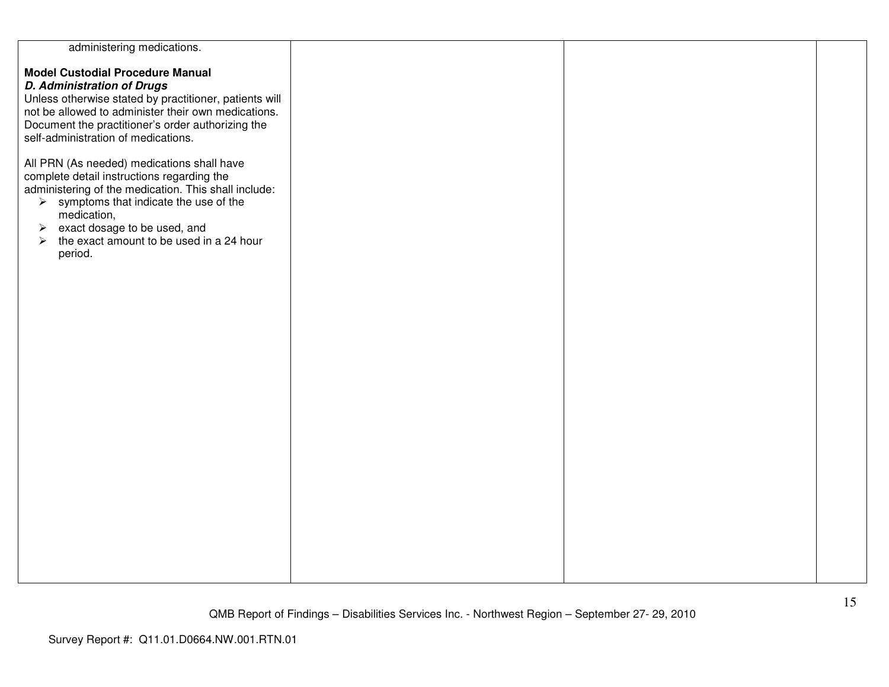| | | | |
|---|---|---|---|
| administering medications.<br><br>**Model Custodial Procedure Manual**<br>***D. Administration of Drugs***<br>Unless otherwise stated by practitioner, patients will not be allowed to administer their own medications. Document the practitioner's order authorizing the self-administration of medications.<br><br>All PRN (As needed) medications shall have complete detail instructions regarding the administering of the medication. This shall include:<br>➢ symptoms that indicate the use of the medication,<br>➢ exact dosage to be used, and<br>➢ the exact amount to be used in a 24 hour period. | | | |

QMB Report of Findings – Disabilities Services Inc. - Northwest Region – September 27- 29, 2010

Survey Report #: Q11.01.D0664.NW.001.RTN.01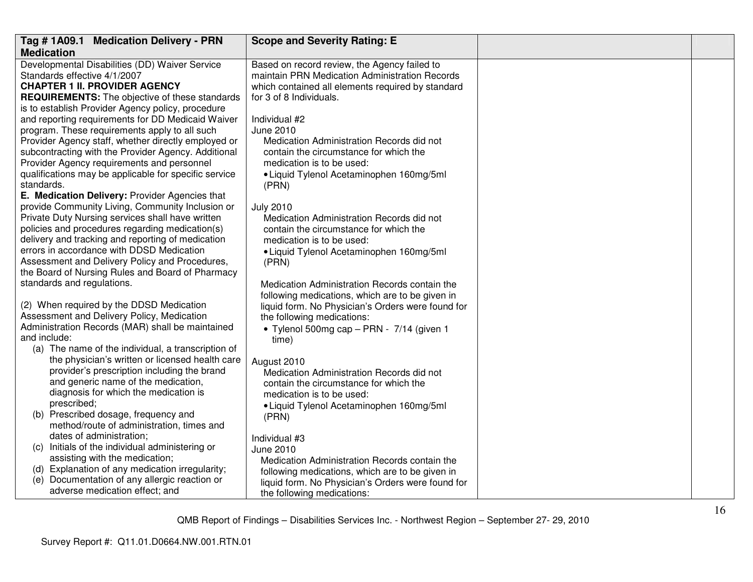| Tag # 1A09.1 Medication Delivery - PRN Medication | Scope and Severity Rating: E | | |
|---|---|---|---|
| Developmental Disabilities (DD) Waiver Service Standards effective 4/1/2007<br>**CHAPTER 1 II. PROVIDER AGENCY REQUIREMENTS:** The objective of these standards is to establish Provider Agency policy, procedure and reporting requirements for DD Medicaid Waiver program. These requirements apply to all such Provider Agency staff, whether directly employed or subcontracting with the Provider Agency. Additional Provider Agency requirements and personnel qualifications may be applicable for specific service standards.<br>**E. Medication Delivery:** Provider Agencies that provide Community Living, Community Inclusion or Private Duty Nursing services shall have written policies and procedures regarding medication(s) delivery and tracking and reporting of medication errors in accordance with DDSD Medication Assessment and Delivery Policy and Procedures, the Board of Nursing Rules and Board of Pharmacy standards and regulations.<br><br>(2) When required by the DDSD Medication Assessment and Delivery Policy, Medication Administration Records (MAR) shall be maintained and include:<br>(a) The name of the individual, a transcription of the physician's written or licensed health care provider's prescription including the brand and generic name of the medication, diagnosis for which the medication is prescribed;<br>(b) Prescribed dosage, frequency and method/route of administration, times and dates of administration;<br>(c) Initials of the individual administering or assisting with the medication;<br>(d) Explanation of any medication irregularity;<br>(e) Documentation of any allergic reaction or adverse medication effect; and | Based on record review, the Agency failed to maintain PRN Medication Administration Records which contained all elements required by standard for 3 of 8 Individuals.<br><br>Individual #2<br>June 2010<br>Medication Administration Records did not contain the circumstance for which the medication is to be used:<br>• Liquid Tylenol Acetaminophen 160mg/5ml (PRN)<br><br>July 2010<br>Medication Administration Records did not contain the circumstance for which the medication is to be used:<br>• Liquid Tylenol Acetaminophen 160mg/5ml (PRN)<br><br>Medication Administration Records contain the following medications, which are to be given in liquid form. No Physician's Orders were found for the following medications:<br>• Tylenol 500mg cap – PRN - 7/14 (given 1 time)<br><br>August 2010<br>Medication Administration Records did not contain the circumstance for which the medication is to be used:<br>• Liquid Tylenol Acetaminophen 160mg/5ml (PRN)<br><br>Individual #3<br>June 2010<br>Medication Administration Records contain the following medications, which are to be given in liquid form. No Physician's Orders were found for the following medications: | | |

QMB Report of Findings – Disabilities Services Inc. - Northwest Region – September 27- 29, 2010

Survey Report #: Q11.01.D0664.NW.001.RTN.01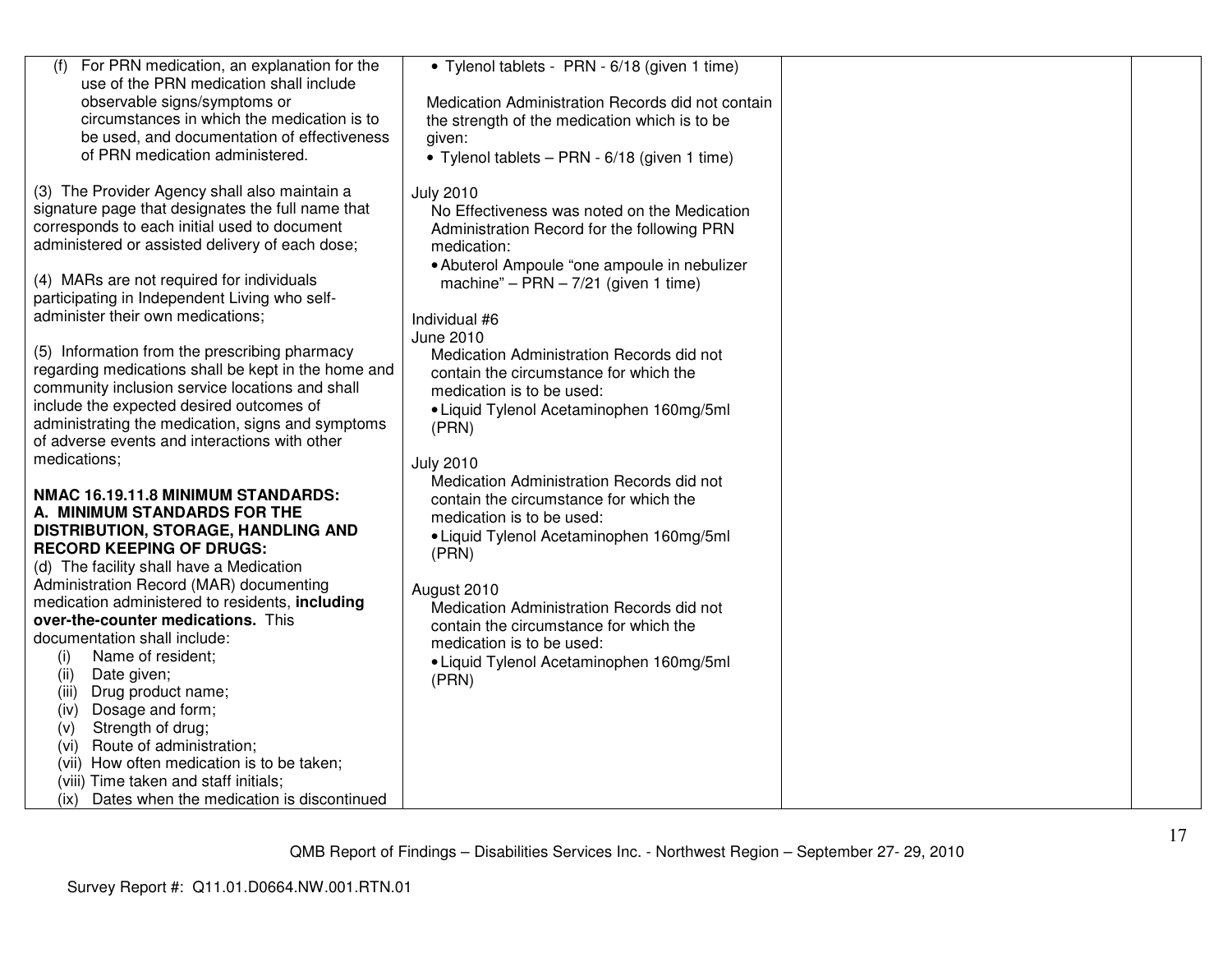| | | | |
|---|---|---|---|
| (f) For PRN medication, an explanation for the use of the PRN medication shall include observable signs/symptoms or circumstances in which the medication is to be used, and documentation of effectiveness of PRN medication administered.<br><br>(3) The Provider Agency shall also maintain a signature page that designates the full name that corresponds to each initial used to document administered or assisted delivery of each dose;<br><br>(4) MARs are not required for individuals participating in Independent Living who self-administer their own medications;<br><br>(5) Information from the prescribing pharmacy regarding medications shall be kept in the home and community inclusion service locations and shall include the expected desired outcomes of administrating the medication, signs and symptoms of adverse events and interactions with other medications;<br><br>**NMAC 16.19.11.8 MINIMUM STANDARDS: A. MINIMUM STANDARDS FOR THE DISTRIBUTION, STORAGE, HANDLING AND RECORD KEEPING OF DRUGS:**<br>(d) The facility shall have a Medication Administration Record (MAR) documenting medication administered to residents, **including over-the-counter medications.** This documentation shall include:<br>(i) Name of resident;<br>(ii) Date given;<br>(iii) Drug product name;<br>(iv) Dosage and form;<br>(v) Strength of drug;<br>(vi) Route of administration;<br>(vii) How often medication is to be taken;<br>(viii) Time taken and staff initials;<br>(ix) Dates when the medication is discontinued | • Tylenol tablets - PRN - 6/18 (given 1 time)<br><br>Medication Administration Records did not contain the strength of the medication which is to be given:<br>• Tylenol tablets – PRN - 6/18 (given 1 time)<br><br>July 2010<br>No Effectiveness was noted on the Medication Administration Record for the following PRN medication:<br>• Abuterol Ampoule "one ampoule in nebulizer machine" – PRN – 7/21 (given 1 time)<br><br>Individual #6<br>June 2010<br>Medication Administration Records did not contain the circumstance for which the medication is to be used:<br>• Liquid Tylenol Acetaminophen 160mg/5ml (PRN)<br><br>July 2010<br>Medication Administration Records did not contain the circumstance for which the medication is to be used:<br>• Liquid Tylenol Acetaminophen 160mg/5ml (PRN)<br><br>August 2010<br>Medication Administration Records did not contain the circumstance for which the medication is to be used:<br>• Liquid Tylenol Acetaminophen 160mg/5ml (PRN) | | |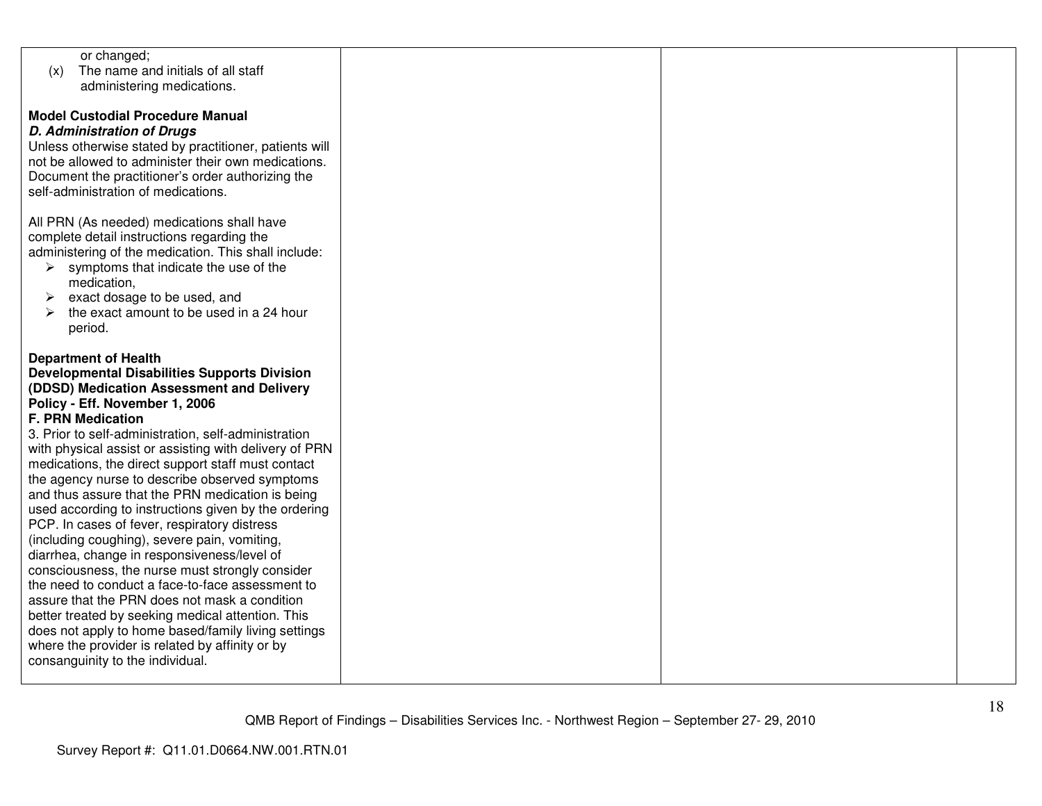| | | | |
|---|---|---|---|
| or changed;<br>(x) The name and initials of all staff administering medications.<br><br>**Model Custodial Procedure Manual**<br>***D. Administration of Drugs***<br>Unless otherwise stated by practitioner, patients will not be allowed to administer their own medications. Document the practitioner's order authorizing the self-administration of medications.<br><br>All PRN (As needed) medications shall have complete detail instructions regarding the administering of the medication. This shall include:<br>➢ symptoms that indicate the use of the medication,<br>➢ exact dosage to be used, and<br>➢ the exact amount to be used in a 24 hour period.<br><br>**Department of Health**<br>**Developmental Disabilities Supports Division (DDSD) Medication Assessment and Delivery Policy - Eff. November 1, 2006**<br>**F. PRN Medication**<br>3. Prior to self-administration, self-administration with physical assist or assisting with delivery of PRN medications, the direct support staff must contact the agency nurse to describe observed symptoms and thus assure that the PRN medication is being used according to instructions given by the ordering PCP. In cases of fever, respiratory distress (including coughing), severe pain, vomiting, diarrhea, change in responsiveness/level of consciousness, the nurse must strongly consider the need to conduct a face-to-face assessment to assure that the PRN does not mask a condition better treated by seeking medical attention. This does not apply to home based/family living settings where the provider is related by affinity or by consanguinity to the individual. | | | |

QMB Report of Findings – Disabilities Services Inc. - Northwest Region – September 27- 29, 2010

Survey Report #: Q11.01.D0664.NW.001.RTN.01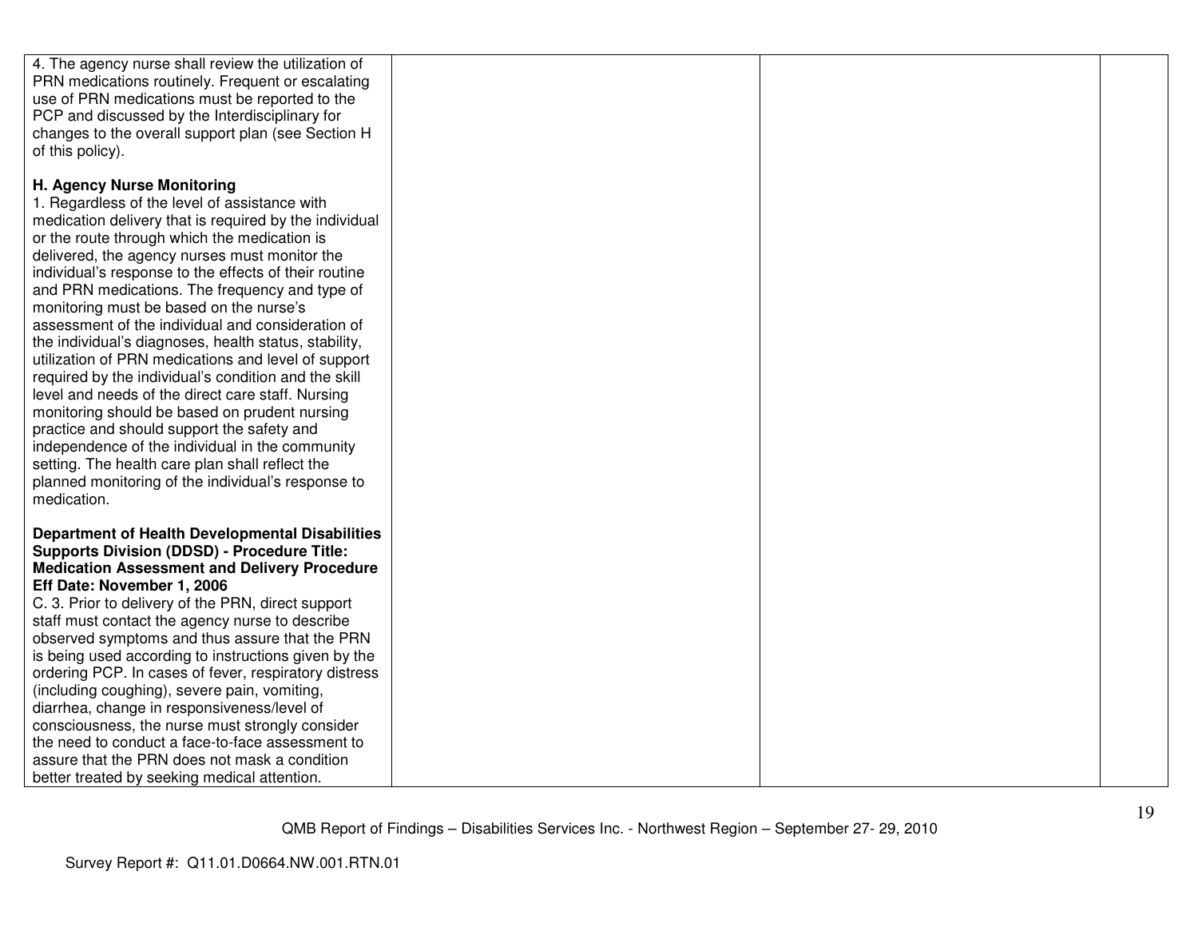| | | | |
|---|---|---|---|
| 4. The agency nurse shall review the utilization of PRN medications routinely. Frequent or escalating use of PRN medications must be reported to the PCP and discussed by the Interdisciplinary for changes to the overall support plan (see Section H of this policy).<br><br>**H. Agency Nurse Monitoring**<br>1. Regardless of the level of assistance with medication delivery that is required by the individual or the route through which the medication is delivered, the agency nurses must monitor the individual's response to the effects of their routine and PRN medications. The frequency and type of monitoring must be based on the nurse's assessment of the individual and consideration of the individual's diagnoses, health status, stability, utilization of PRN medications and level of support required by the individual's condition and the skill level and needs of the direct care staff. Nursing monitoring should be based on prudent nursing practice and should support the safety and independence of the individual in the community setting. The health care plan shall reflect the planned monitoring of the individual's response to medication.<br><br>**Department of Health Developmental Disabilities Supports Division (DDSD) - Procedure Title: Medication Assessment and Delivery Procedure Eff Date: November 1, 2006**<br>C. 3. Prior to delivery of the PRN, direct support staff must contact the agency nurse to describe observed symptoms and thus assure that the PRN is being used according to instructions given by the ordering PCP. In cases of fever, respiratory distress (including coughing), severe pain, vomiting, diarrhea, change in responsiveness/level of consciousness, the nurse must strongly consider the need to conduct a face-to-face assessment to assure that the PRN does not mask a condition better treated by seeking medical attention. | | | |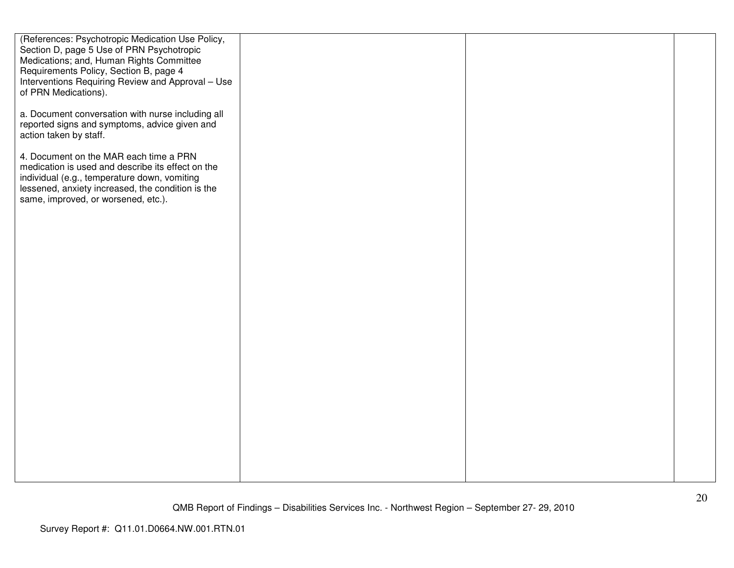| | | | |
|---|---|---|---|
| (References: Psychotropic Medication Use Policy, Section D, page 5 Use of PRN Psychotropic Medications; and, Human Rights Committee Requirements Policy, Section B, page 4 Interventions Requiring Review and Approval – Use of PRN Medications).<br><br>a. Document conversation with nurse including all reported signs and symptoms, advice given and action taken by staff.<br><br>4. Document on the MAR each time a PRN medication is used and describe its effect on the individual (e.g., temperature down, vomiting lessened, anxiety increased, the condition is the same, improved, or worsened, etc.). | | | |

QMB Report of Findings – Disabilities Services Inc. - Northwest Region – September 27- 29, 2010

Survey Report #: Q11.01.D0664.NW.001.RTN.01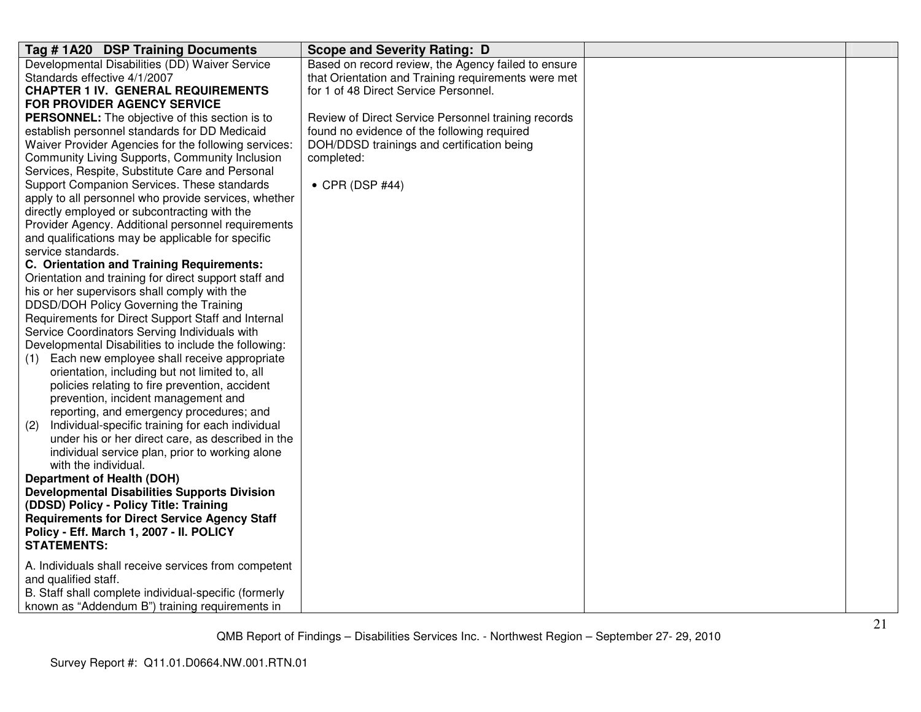| Tag # 1A20 DSP Training Documents | Scope and Severity Rating: D | | |
|---|---|---|---|
| Developmental Disabilities (DD) Waiver Service Standards effective 4/1/2007<br>**CHAPTER 1 IV. GENERAL REQUIREMENTS FOR PROVIDER AGENCY SERVICE PERSONNEL:** The objective of this section is to establish personnel standards for DD Medicaid Waiver Provider Agencies for the following services: Community Living Supports, Community Inclusion Services, Respite, Substitute Care and Personal Support Companion Services. These standards apply to all personnel who provide services, whether directly employed or subcontracting with the Provider Agency. Additional personnel requirements and qualifications may be applicable for specific service standards.<br>**C. Orientation and Training Requirements:** Orientation and training for direct support staff and his or her supervisors shall comply with the DDSD/DOH Policy Governing the Training Requirements for Direct Support Staff and Internal Service Coordinators Serving Individuals with Developmental Disabilities to include the following:<br>(1) Each new employee shall receive appropriate orientation, including but not limited to, all policies relating to fire prevention, accident prevention, incident management and reporting, and emergency procedures; and<br>(2) Individual-specific training for each individual under his or her direct care, as described in the individual service plan, prior to working alone with the individual.<br>**Department of Health (DOH) Developmental Disabilities Supports Division (DDSD) Policy - Policy Title: Training Requirements for Direct Service Agency Staff Policy - Eff. March 1, 2007 - II. POLICY STATEMENTS:**<br><br>A. Individuals shall receive services from competent and qualified staff.<br>B. Staff shall complete individual-specific (formerly known as "Addendum B") training requirements in | Based on record review, the Agency failed to ensure that Orientation and Training requirements were met for 1 of 48 Direct Service Personnel.<br><br>Review of Direct Service Personnel training records found no evidence of the following required DOH/DDSD trainings and certification being completed:<br><br>• CPR (DSP #44) | | |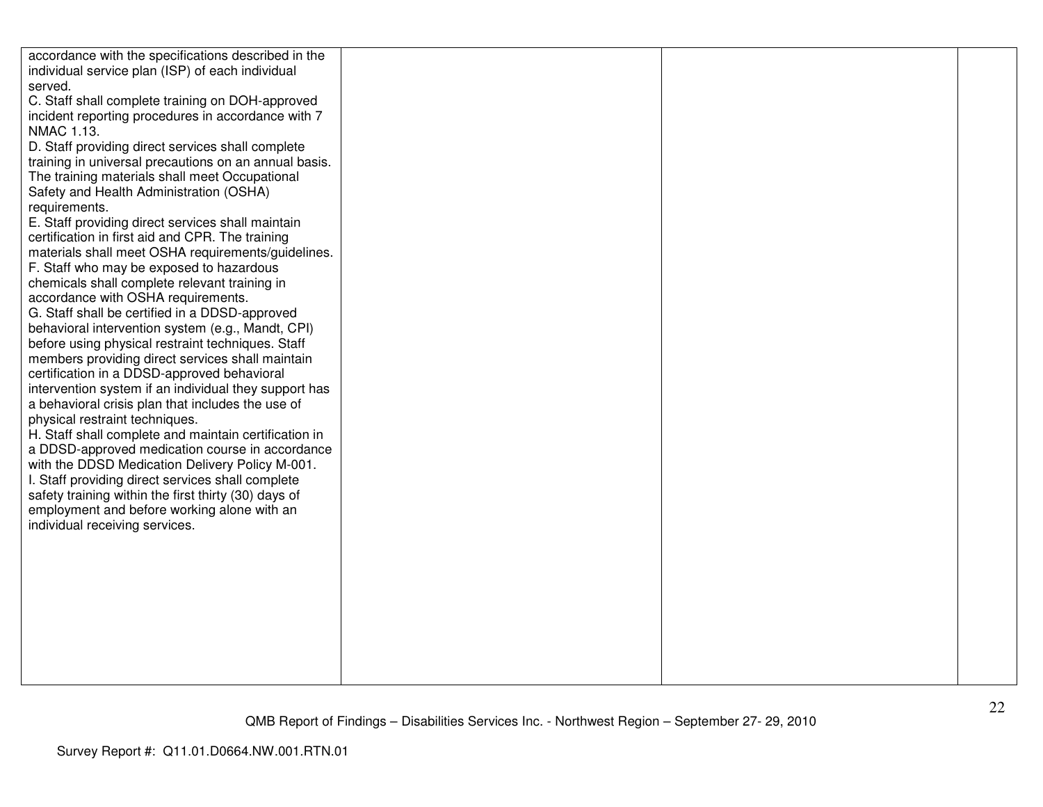| | | | |
|---|---|---|---|
| accordance with the specifications described in the individual service plan (ISP) of each individual served.<br>C. Staff shall complete training on DOH-approved incident reporting procedures in accordance with 7 NMAC 1.13.<br>D. Staff providing direct services shall complete training in universal precautions on an annual basis. The training materials shall meet Occupational Safety and Health Administration (OSHA) requirements.<br>E. Staff providing direct services shall maintain certification in first aid and CPR. The training materials shall meet OSHA requirements/guidelines.<br>F. Staff who may be exposed to hazardous chemicals shall complete relevant training in accordance with OSHA requirements.<br>G. Staff shall be certified in a DDSD-approved behavioral intervention system (e.g., Mandt, CPI) before using physical restraint techniques. Staff members providing direct services shall maintain certification in a DDSD-approved behavioral intervention system if an individual they support has a behavioral crisis plan that includes the use of physical restraint techniques.<br>H. Staff shall complete and maintain certification in a DDSD-approved medication course in accordance with the DDSD Medication Delivery Policy M-001.<br>I. Staff providing direct services shall complete safety training within the first thirty (30) days of employment and before working alone with an individual receiving services. | | | |

QMB Report of Findings – Disabilities Services Inc. - Northwest Region – September 27- 29, 2010

Survey Report #: Q11.01.D0664.NW.001.RTN.01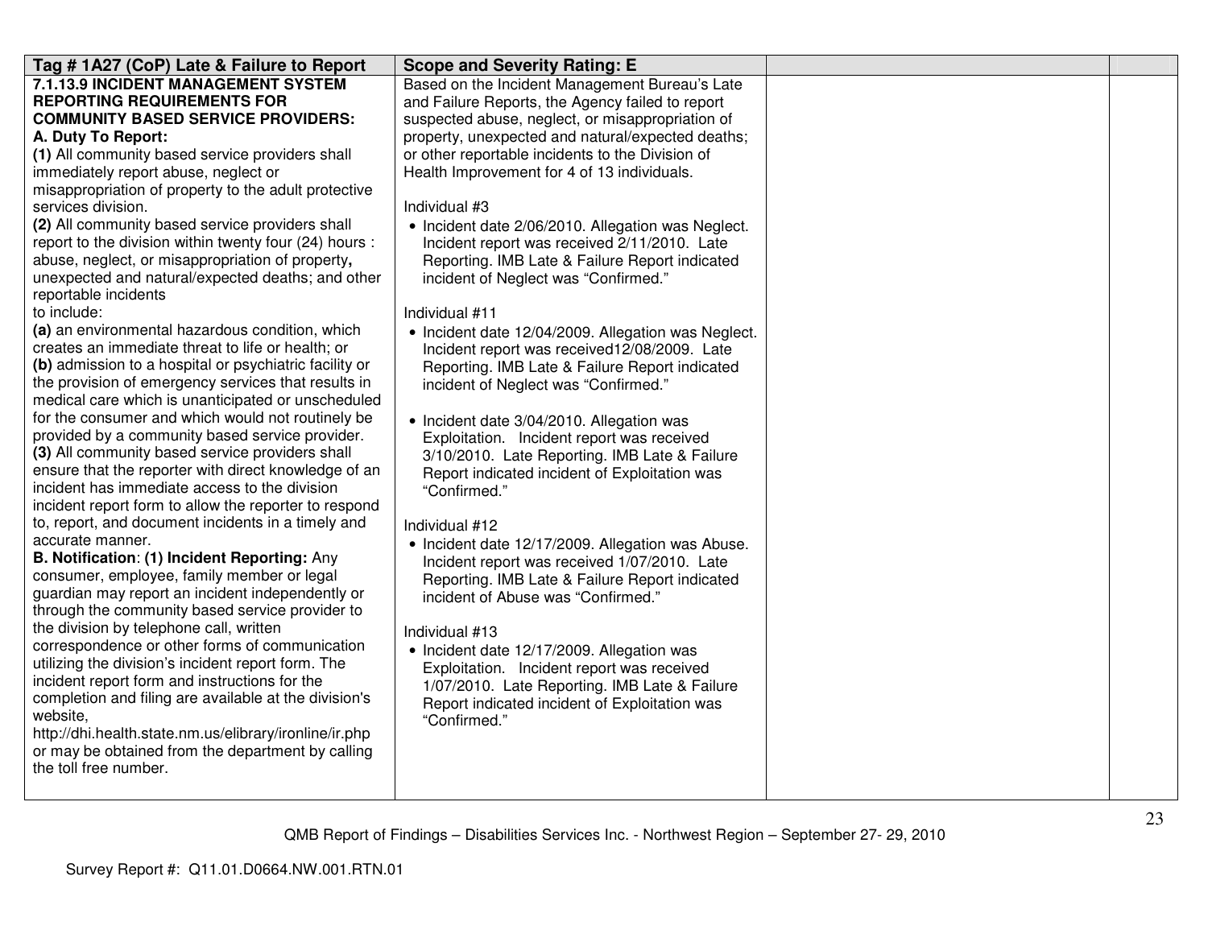| Tag # 1A27 (CoP) Late & Failure to Report | Scope and Severity Rating: E | | |
|---|---|---|---|
| **7.1.13.9 INCIDENT MANAGEMENT SYSTEM REPORTING REQUIREMENTS FOR COMMUNITY BASED SERVICE PROVIDERS:**<br>**A. Duty To Report:**<br>**(1)** All community based service providers shall immediately report abuse, neglect or misappropriation of property to the adult protective services division.<br>**(2)** All community based service providers shall report to the division within twenty four (24) hours : abuse, neglect, or misappropriation of property**,** unexpected and natural/expected deaths; and other reportable incidents<br>to include:<br>**(a)** an environmental hazardous condition, which creates an immediate threat to life or health; or<br>**(b)** admission to a hospital or psychiatric facility or the provision of emergency services that results in medical care which is unanticipated or unscheduled for the consumer and which would not routinely be provided by a community based service provider.<br>**(3)** All community based service providers shall ensure that the reporter with direct knowledge of an incident has immediate access to the division incident report form to allow the reporter to respond to, report, and document incidents in a timely and accurate manner.<br>**B. Notification**: **(1) Incident Reporting:** Any consumer, employee, family member or legal guardian may report an incident independently or through the community based service provider to the division by telephone call, written correspondence or other forms of communication utilizing the division's incident report form. The incident report form and instructions for the completion and filing are available at the division's website, http://dhi.health.state.nm.us/elibrary/ironline/ir.php or may be obtained from the department by calling the toll free number. | Based on the Incident Management Bureau's Late and Failure Reports, the Agency failed to report suspected abuse, neglect, or misappropriation of property, unexpected and natural/expected deaths; or other reportable incidents to the Division of Health Improvement for 4 of 13 individuals.<br><br>Individual #3<br>• Incident date 2/06/2010. Allegation was Neglect. Incident report was received 2/11/2010. Late Reporting. IMB Late & Failure Report indicated incident of Neglect was "Confirmed."<br><br>Individual #11<br>• Incident date 12/04/2009. Allegation was Neglect. Incident report was received12/08/2009. Late Reporting. IMB Late & Failure Report indicated incident of Neglect was "Confirmed."<br><br>• Incident date 3/04/2010. Allegation was Exploitation. Incident report was received 3/10/2010. Late Reporting. IMB Late & Failure Report indicated incident of Exploitation was "Confirmed."<br><br>Individual #12<br>• Incident date 12/17/2009. Allegation was Abuse. Incident report was received 1/07/2010. Late Reporting. IMB Late & Failure Report indicated incident of Abuse was "Confirmed."<br><br>Individual #13<br>• Incident date 12/17/2009. Allegation was Exploitation. Incident report was received 1/07/2010. Late Reporting. IMB Late & Failure Report indicated incident of Exploitation was "Confirmed." | | |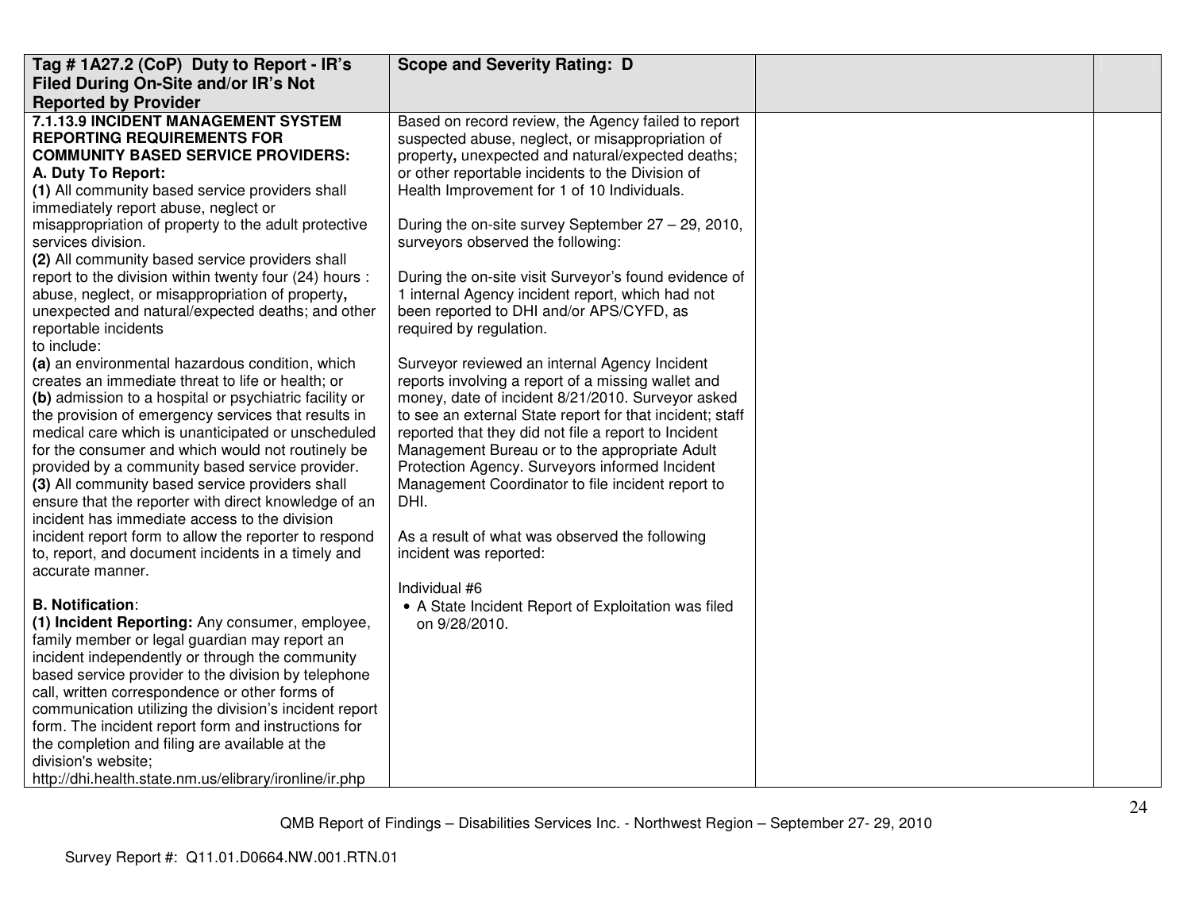| Tag # 1A27.2 (CoP) Duty to Report - IR's Filed During On-Site and/or IR's Not Reported by Provider | Scope and Severity Rating: D | | |
|---|---|---|---|
| **7.1.13.9 INCIDENT MANAGEMENT SYSTEM REPORTING REQUIREMENTS FOR COMMUNITY BASED SERVICE PROVIDERS:**<br>**A. Duty To Report:**<br>**(1)** All community based service providers shall immediately report abuse, neglect or misappropriation of property to the adult protective services division.<br>**(2)** All community based service providers shall report to the division within twenty four (24) hours : abuse, neglect, or misappropriation of property**,** unexpected and natural/expected deaths; and other reportable incidents<br>to include:<br>**(a)** an environmental hazardous condition, which creates an immediate threat to life or health; or<br>**(b)** admission to a hospital or psychiatric facility or the provision of emergency services that results in medical care which is unanticipated or unscheduled for the consumer and which would not routinely be provided by a community based service provider.<br>**(3)** All community based service providers shall ensure that the reporter with direct knowledge of an incident has immediate access to the division incident report form to allow the reporter to respond to, report, and document incidents in a timely and accurate manner.<br><br>**B. Notification**:<br>**(1) Incident Reporting:** Any consumer, employee, family member or legal guardian may report an incident independently or through the community based service provider to the division by telephone call, written correspondence or other forms of communication utilizing the division's incident report form. The incident report form and instructions for the completion and filing are available at the division's website;<br>http://dhi.health.state.nm.us/elibrary/ironline/ir.php | Based on record review, the Agency failed to report suspected abuse, neglect, or misappropriation of property**,** unexpected and natural/expected deaths; or other reportable incidents to the Division of Health Improvement for 1 of 10 Individuals.<br><br>During the on-site survey September 27 – 29, 2010, surveyors observed the following:<br><br>During the on-site visit Surveyor's found evidence of 1 internal Agency incident report, which had not been reported to DHI and/or APS/CYFD, as required by regulation.<br><br>Surveyor reviewed an internal Agency Incident reports involving a report of a missing wallet and money, date of incident 8/21/2010. Surveyor asked to see an external State report for that incident; staff reported that they did not file a report to Incident Management Bureau or to the appropriate Adult Protection Agency. Surveyors informed Incident Management Coordinator to file incident report to DHI.<br><br>As a result of what was observed the following incident was reported:<br><br>Individual #6<br>• A State Incident Report of Exploitation was filed on 9/28/2010. | | |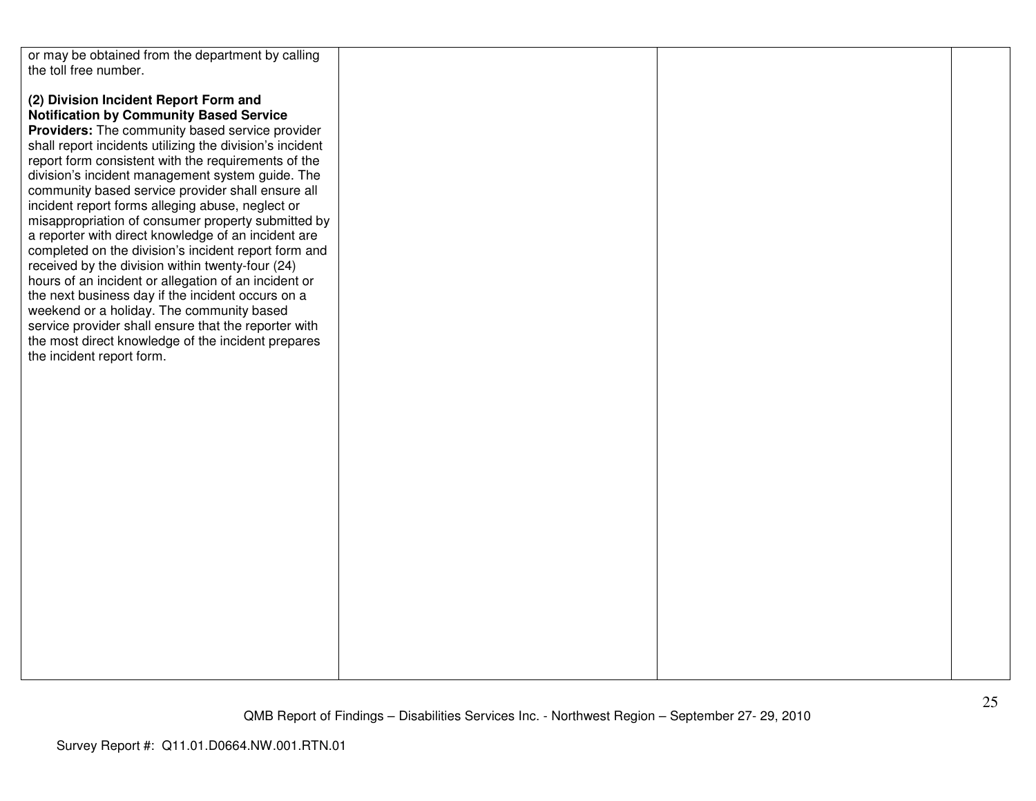| | | | |
|---|---|---|---|
| or may be obtained from the department by calling the toll free number.<br><br>**(2) Division Incident Report Form and Notification by Community Based Service Providers:** The community based service provider shall report incidents utilizing the division's incident report form consistent with the requirements of the division's incident management system guide. The community based service provider shall ensure all incident report forms alleging abuse, neglect or misappropriation of consumer property submitted by a reporter with direct knowledge of an incident are completed on the division's incident report form and received by the division within twenty-four (24) hours of an incident or allegation of an incident or the next business day if the incident occurs on a weekend or a holiday. The community based service provider shall ensure that the reporter with the most direct knowledge of the incident prepares the incident report form. | | | |

QMB Report of Findings – Disabilities Services Inc. - Northwest Region – September 27- 29, 2010

Survey Report #: Q11.01.D0664.NW.001.RTN.01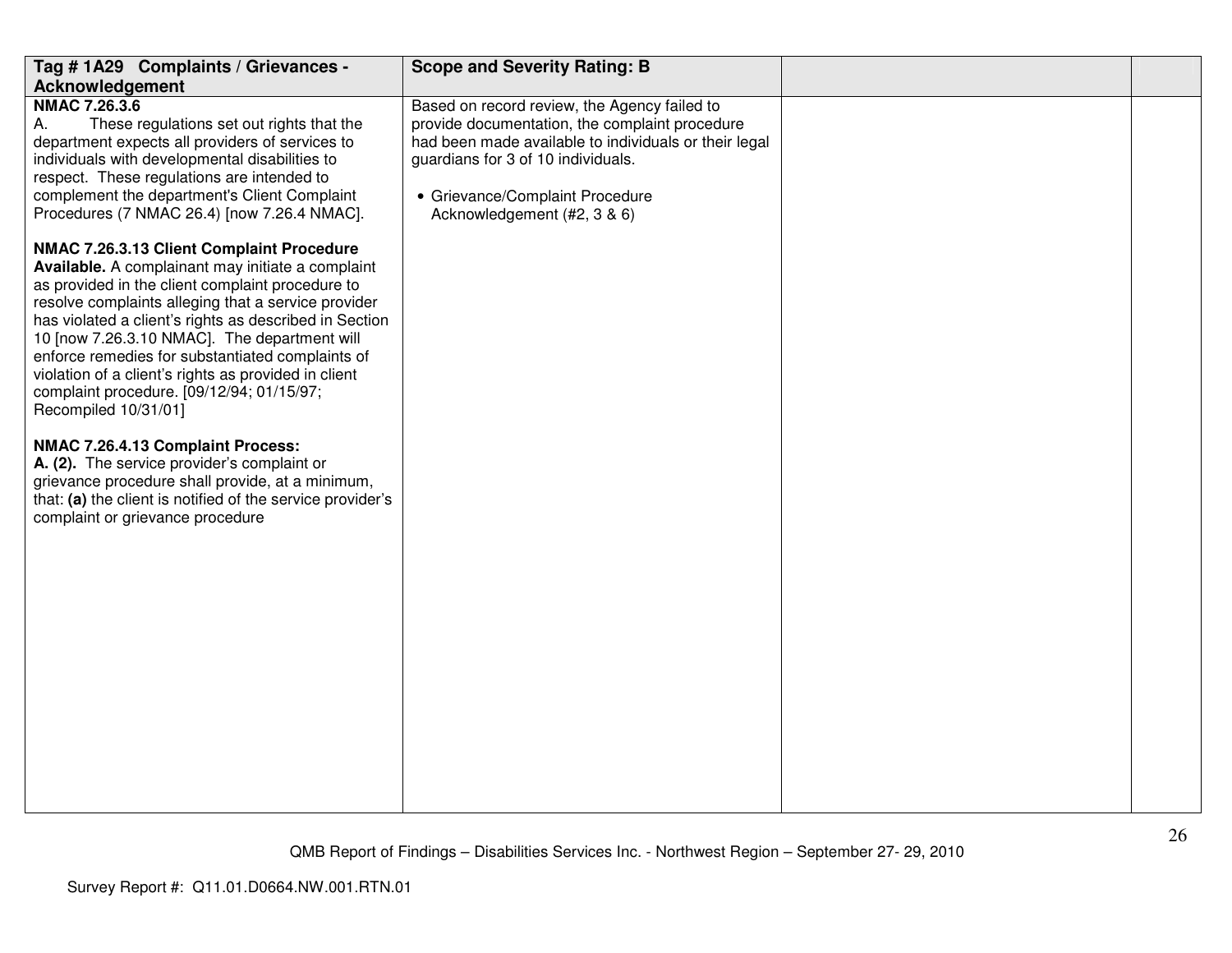| Tag # 1A29 Complaints / Grievances - Acknowledgement | Scope and Severity Rating: B | | |
|---|---|---|---|
| **NMAC 7.26.3.6**<br>A. These regulations set out rights that the department expects all providers of services to individuals with developmental disabilities to respect. These regulations are intended to complement the department's Client Complaint Procedures (7 NMAC 26.4) [now 7.26.4 NMAC].<br><br>**NMAC 7.26.3.13 Client Complaint Procedure Available.** A complainant may initiate a complaint as provided in the client complaint procedure to resolve complaints alleging that a service provider has violated a client's rights as described in Section 10 [now 7.26.3.10 NMAC]. The department will enforce remedies for substantiated complaints of violation of a client's rights as provided in client complaint procedure. [09/12/94; 01/15/97; Recompiled 10/31/01]<br><br>**NMAC 7.26.4.13 Complaint Process:**<br>**A. (2).** The service provider's complaint or grievance procedure shall provide, at a minimum, that: **(a)** the client is notified of the service provider's complaint or grievance procedure | Based on record review, the Agency failed to provide documentation, the complaint procedure had been made available to individuals or their legal guardians for 3 of 10 individuals.<br><br>• Grievance/Complaint Procedure Acknowledgement (#2, 3 & 6) | | |

QMB Report of Findings – Disabilities Services Inc. - Northwest Region – September 27- 29, 2010

Survey Report #: Q11.01.D0664.NW.001.RTN.01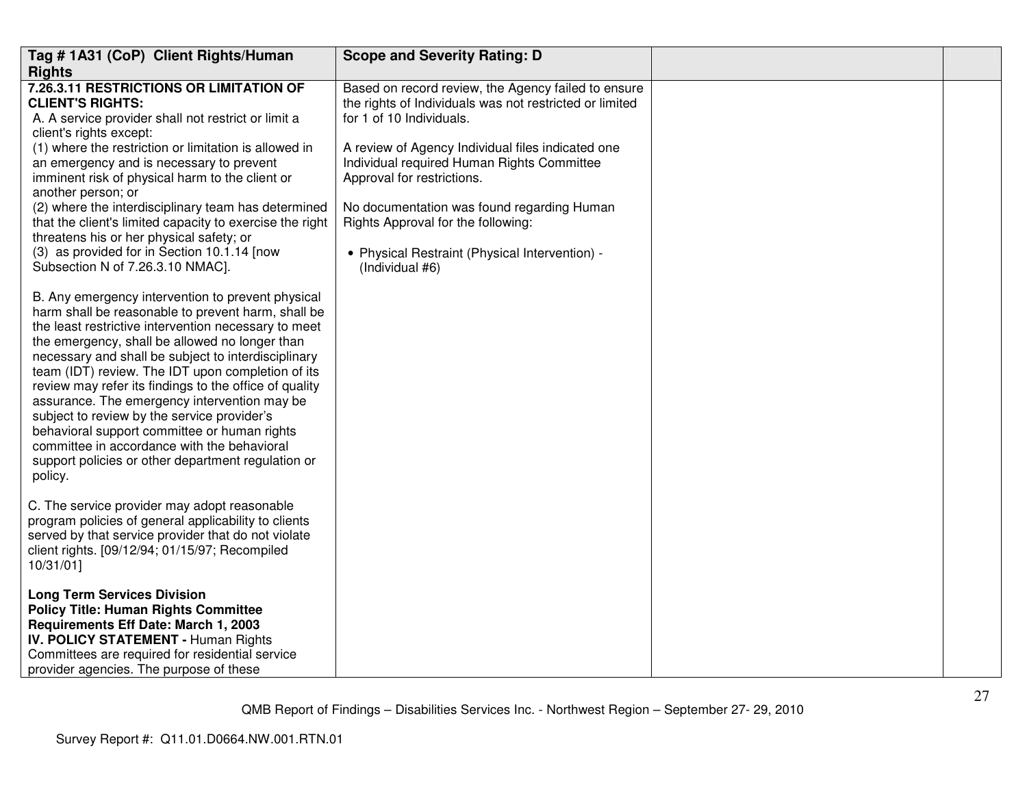| Tag # 1A31 (CoP) Client Rights/Human Rights | Scope and Severity Rating: D | | |
|---|---|---|---|
| **7.26.3.11 RESTRICTIONS OR LIMITATION OF CLIENT'S RIGHTS:**<br>A. A service provider shall not restrict or limit a client's rights except:<br>(1) where the restriction or limitation is allowed in an emergency and is necessary to prevent imminent risk of physical harm to the client or another person; or<br>(2) where the interdisciplinary team has determined that the client's limited capacity to exercise the right threatens his or her physical safety; or<br>(3) as provided for in Section 10.1.14 [now Subsection N of 7.26.3.10 NMAC].<br><br>B. Any emergency intervention to prevent physical harm shall be reasonable to prevent harm, shall be the least restrictive intervention necessary to meet the emergency, shall be allowed no longer than necessary and shall be subject to interdisciplinary team (IDT) review. The IDT upon completion of its review may refer its findings to the office of quality assurance. The emergency intervention may be subject to review by the service provider's behavioral support committee or human rights committee in accordance with the behavioral support policies or other department regulation or policy.<br><br>C. The service provider may adopt reasonable program policies of general applicability to clients served by that service provider that do not violate client rights. [09/12/94; 01/15/97; Recompiled 10/31/01]<br><br>**Long Term Services Division**<br>**Policy Title: Human Rights Committee Requirements Eff Date: March 1, 2003**<br>**IV. POLICY STATEMENT -** Human Rights Committees are required for residential service provider agencies. The purpose of these | Based on record review, the Agency failed to ensure the rights of Individuals was not restricted or limited for 1 of 10 Individuals.<br><br>A review of Agency Individual files indicated one Individual required Human Rights Committee Approval for restrictions.<br><br>No documentation was found regarding Human Rights Approval for the following:<br><br>• Physical Restraint (Physical Intervention) - (Individual #6) | | |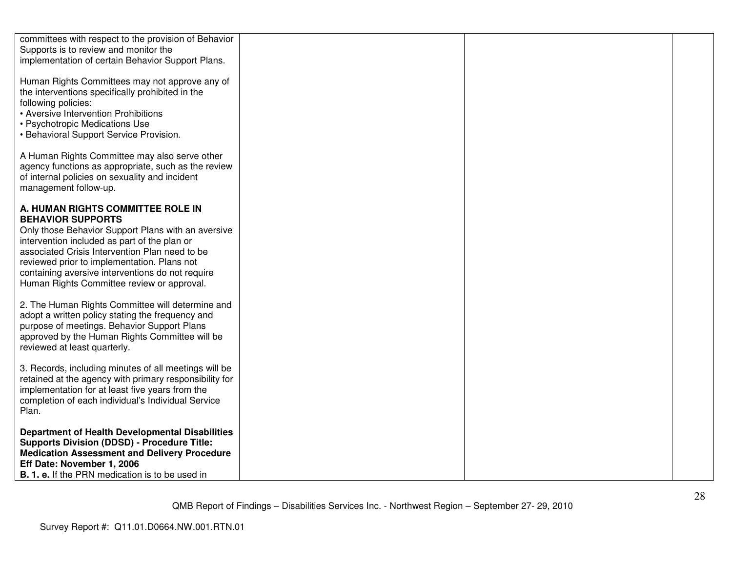| | | | |
|---|---|---|---|
| committees with respect to the provision of Behavior Supports is to review and monitor the implementation of certain Behavior Support Plans.<br><br>Human Rights Committees may not approve any of the interventions specifically prohibited in the following policies:<br>• Aversive Intervention Prohibitions<br>• Psychotropic Medications Use<br>• Behavioral Support Service Provision.<br><br>A Human Rights Committee may also serve other agency functions as appropriate, such as the review of internal policies on sexuality and incident management follow-up.<br><br>**A. HUMAN RIGHTS COMMITTEE ROLE IN BEHAVIOR SUPPORTS**<br>Only those Behavior Support Plans with an aversive intervention included as part of the plan or associated Crisis Intervention Plan need to be reviewed prior to implementation. Plans not containing aversive interventions do not require Human Rights Committee review or approval.<br><br>2. The Human Rights Committee will determine and adopt a written policy stating the frequency and purpose of meetings. Behavior Support Plans approved by the Human Rights Committee will be reviewed at least quarterly.<br><br>3. Records, including minutes of all meetings will be retained at the agency with primary responsibility for implementation for at least five years from the completion of each individual's Individual Service Plan.<br><br>**Department of Health Developmental Disabilities Supports Division (DDSD) - Procedure Title: Medication Assessment and Delivery Procedure Eff Date: November 1, 2006**<br>**B. 1. e.** If the PRN medication is to be used in | | | |

QMB Report of Findings – Disabilities Services Inc. - Northwest Region – September 27- 29, 2010

Survey Report #: Q11.01.D0664.NW.001.RTN.01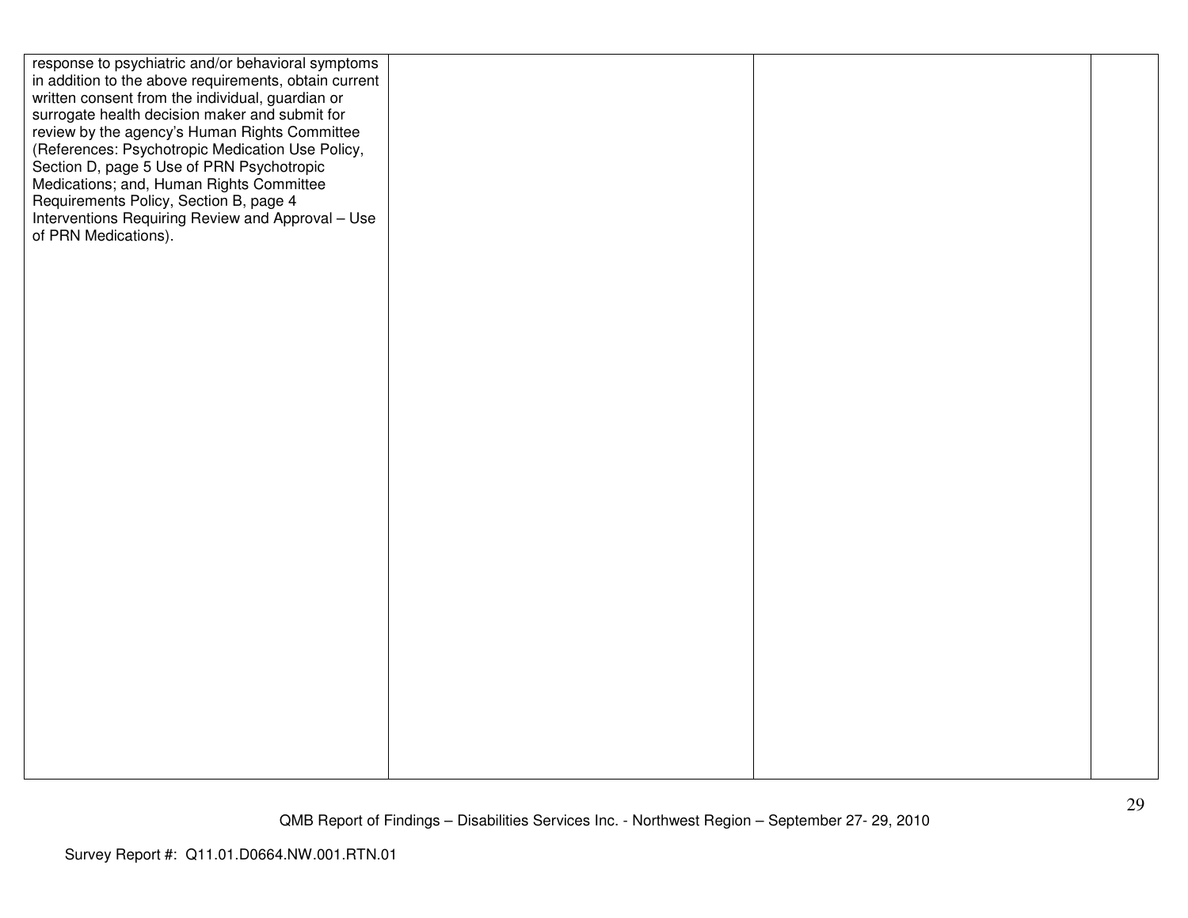| | | | |
|---|---|---|---|
| response to psychiatric and/or behavioral symptoms in addition to the above requirements, obtain current written consent from the individual, guardian or surrogate health decision maker and submit for review by the agency's Human Rights Committee (References: Psychotropic Medication Use Policy, Section D, page 5 Use of PRN Psychotropic Medications; and, Human Rights Committee Requirements Policy, Section B, page 4 Interventions Requiring Review and Approval – Use of PRN Medications). | | | |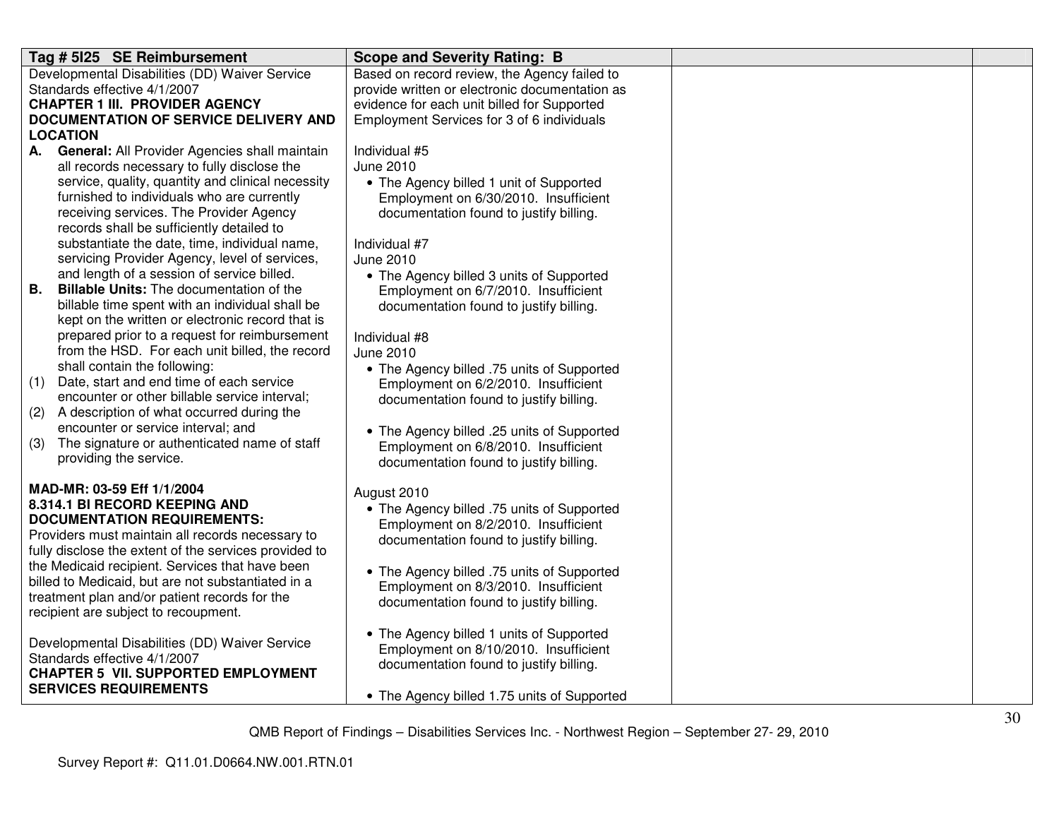| Tag # 5I25 SE Reimbursement | Scope and Severity Rating: B | | |
|---|---|---|---|
| Developmental Disabilities (DD) Waiver Service Standards effective 4/1/2007<br>**CHAPTER 1 III. PROVIDER AGENCY DOCUMENTATION OF SERVICE DELIVERY AND LOCATION**<br>**A. General:** All Provider Agencies shall maintain all records necessary to fully disclose the service, quality, quantity and clinical necessity furnished to individuals who are currently receiving services. The Provider Agency records shall be sufficiently detailed to substantiate the date, time, individual name, servicing Provider Agency, level of services, and length of a session of service billed.<br>**B. Billable Units:** The documentation of the billable time spent with an individual shall be kept on the written or electronic record that is prepared prior to a request for reimbursement from the HSD. For each unit billed, the record shall contain the following:<br>(1) Date, start and end time of each service encounter or other billable service interval;<br>(2) A description of what occurred during the encounter or service interval; and<br>(3) The signature or authenticated name of staff providing the service.<br><br>**MAD-MR: 03-59 Eff 1/1/2004**<br>**8.314.1 BI RECORD KEEPING AND DOCUMENTATION REQUIREMENTS:**<br>Providers must maintain all records necessary to fully disclose the extent of the services provided to the Medicaid recipient. Services that have been billed to Medicaid, but are not substantiated in a treatment plan and/or patient records for the recipient are subject to recoupment.<br><br>Developmental Disabilities (DD) Waiver Service Standards effective 4/1/2007<br>**CHAPTER 5 VII. SUPPORTED EMPLOYMENT SERVICES REQUIREMENTS** | Based on record review, the Agency failed to provide written or electronic documentation as evidence for each unit billed for Supported Employment Services for 3 of 6 individuals<br><br>Individual #5<br>June 2010<br>• The Agency billed 1 unit of Supported Employment on 6/30/2010. Insufficient documentation found to justify billing.<br><br>Individual #7<br>June 2010<br>• The Agency billed 3 units of Supported Employment on 6/7/2010. Insufficient documentation found to justify billing.<br><br>Individual #8<br>June 2010<br>• The Agency billed .75 units of Supported Employment on 6/2/2010. Insufficient documentation found to justify billing.<br><br>• The Agency billed .25 units of Supported Employment on 6/8/2010. Insufficient documentation found to justify billing.<br><br>August 2010<br>• The Agency billed .75 units of Supported Employment on 8/2/2010. Insufficient documentation found to justify billing.<br><br>• The Agency billed .75 units of Supported Employment on 8/3/2010. Insufficient documentation found to justify billing.<br><br>• The Agency billed 1 units of Supported Employment on 8/10/2010. Insufficient documentation found to justify billing.<br><br>• The Agency billed 1.75 units of Supported | | |

QMB Report of Findings – Disabilities Services Inc. - Northwest Region – September 27- 29, 2010

Survey Report #: Q11.01.D0664.NW.001.RTN.01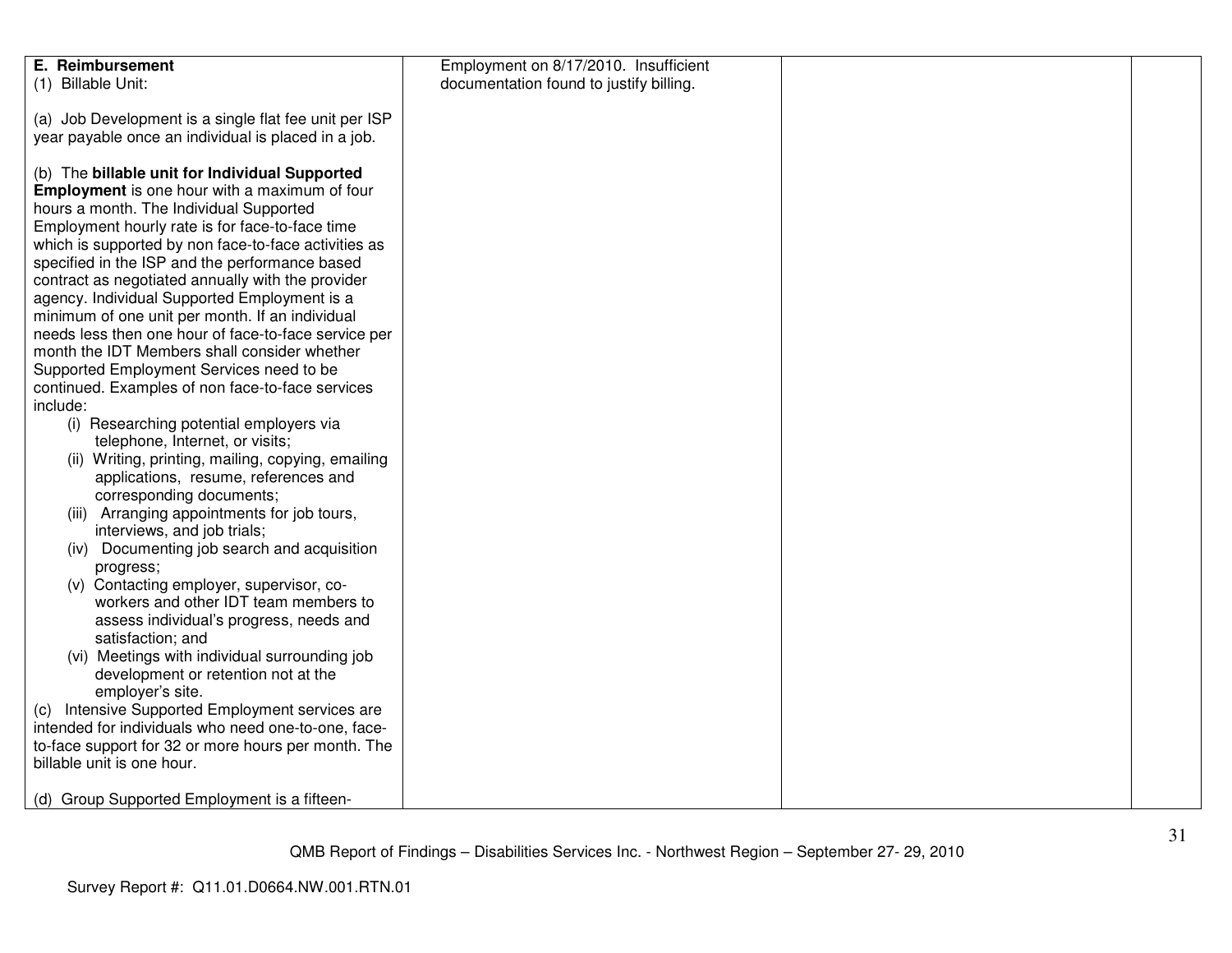| | | | |
|---|---|---|---|
| **E. Reimbursement**<br>(1) Billable Unit:<br><br>(a) Job Development is a single flat fee unit per ISP year payable once an individual is placed in a job.<br><br>(b) The **billable unit for Individual Supported Employment** is one hour with a maximum of four hours a month. The Individual Supported Employment hourly rate is for face-to-face time which is supported by non face-to-face activities as specified in the ISP and the performance based contract as negotiated annually with the provider agency. Individual Supported Employment is a minimum of one unit per month. If an individual needs less then one hour of face-to-face service per month the IDT Members shall consider whether Supported Employment Services need to be continued. Examples of non face-to-face services include:<br>(i) Researching potential employers via telephone, Internet, or visits;<br>(ii) Writing, printing, mailing, copying, emailing applications, resume, references and corresponding documents;<br>(iii) Arranging appointments for job tours, interviews, and job trials;<br>(iv) Documenting job search and acquisition progress;<br>(v) Contacting employer, supervisor, co-workers and other IDT team members to assess individual's progress, needs and satisfaction; and<br>(vi) Meetings with individual surrounding job development or retention not at the employer's site.<br>(c) Intensive Supported Employment services are intended for individuals who need one-to-one, face-to-face support for 32 or more hours per month. The billable unit is one hour.<br><br>(d) Group Supported Employment is a fifteen- | Employment on 8/17/2010. Insufficient documentation found to justify billing. | | |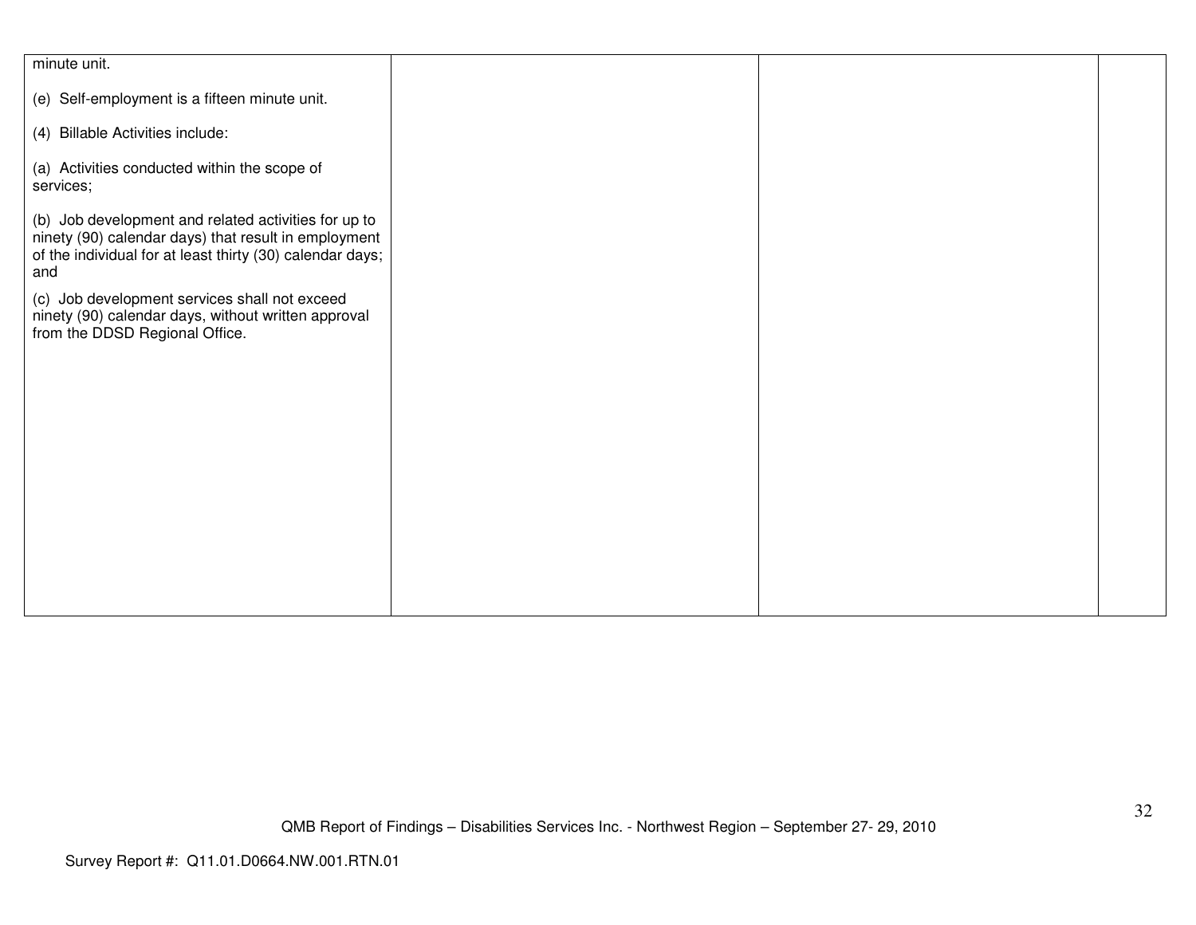| | | | |
|---|---|---|---|
| minute unit.<br><br>(e) Self-employment is a fifteen minute unit.<br><br>(4) Billable Activities include:<br><br>(a) Activities conducted within the scope of services;<br><br>(b) Job development and related activities for up to ninety (90) calendar days) that result in employment of the individual for at least thirty (30) calendar days; and<br><br>(c) Job development services shall not exceed ninety (90) calendar days, without written approval from the DDSD Regional Office. | | | |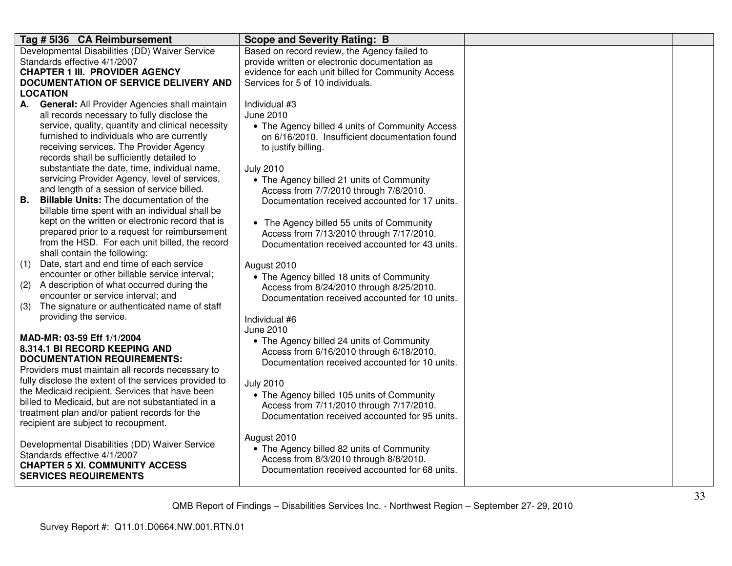| Tag # 5I36 CA Reimbursement | Scope and Severity Rating: B | | |
|---|---|---|---|
| Developmental Disabilities (DD) Waiver Service Standards effective 4/1/2007<br>**CHAPTER 1 III. PROVIDER AGENCY DOCUMENTATION OF SERVICE DELIVERY AND LOCATION**<br>**A. General:** All Provider Agencies shall maintain all records necessary to fully disclose the service, quality, quantity and clinical necessity furnished to individuals who are currently receiving services. The Provider Agency records shall be sufficiently detailed to substantiate the date, time, individual name, servicing Provider Agency, level of services, and length of a session of service billed.<br>**B. Billable Units:** The documentation of the billable time spent with an individual shall be kept on the written or electronic record that is prepared prior to a request for reimbursement from the HSD. For each unit billed, the record shall contain the following:<br>(1) Date, start and end time of each service encounter or other billable service interval;<br>(2) A description of what occurred during the encounter or service interval; and<br>(3) The signature or authenticated name of staff providing the service.<br><br>**MAD-MR: 03-59 Eff 1/1/2004**<br>**8.314.1 BI RECORD KEEPING AND DOCUMENTATION REQUIREMENTS:**<br>Providers must maintain all records necessary to fully disclose the extent of the services provided to the Medicaid recipient. Services that have been billed to Medicaid, but are not substantiated in a treatment plan and/or patient records for the recipient are subject to recoupment.<br><br>Developmental Disabilities (DD) Waiver Service Standards effective 4/1/2007<br>**CHAPTER 5 XI. COMMUNITY ACCESS SERVICES REQUIREMENTS** | Based on record review, the Agency failed to provide written or electronic documentation as evidence for each unit billed for Community Access Services for 5 of 10 individuals.<br><br>Individual #3<br>June 2010<br>• The Agency billed 4 units of Community Access on 6/16/2010. Insufficient documentation found to justify billing.<br><br>July 2010<br>• The Agency billed 21 units of Community Access from 7/7/2010 through 7/8/2010. Documentation received accounted for 17 units.<br><br>• The Agency billed 55 units of Community Access from 7/13/2010 through 7/17/2010. Documentation received accounted for 43 units.<br><br>August 2010<br>• The Agency billed 18 units of Community Access from 8/24/2010 through 8/25/2010. Documentation received accounted for 10 units.<br><br>Individual #6<br>June 2010<br>• The Agency billed 24 units of Community Access from 6/16/2010 through 6/18/2010. Documentation received accounted for 10 units.<br><br>July 2010<br>• The Agency billed 105 units of Community Access from 7/11/2010 through 7/17/2010. Documentation received accounted for 95 units.<br><br>August 2010<br>• The Agency billed 82 units of Community Access from 8/3/2010 through 8/8/2010. Documentation received accounted for 68 units. | | |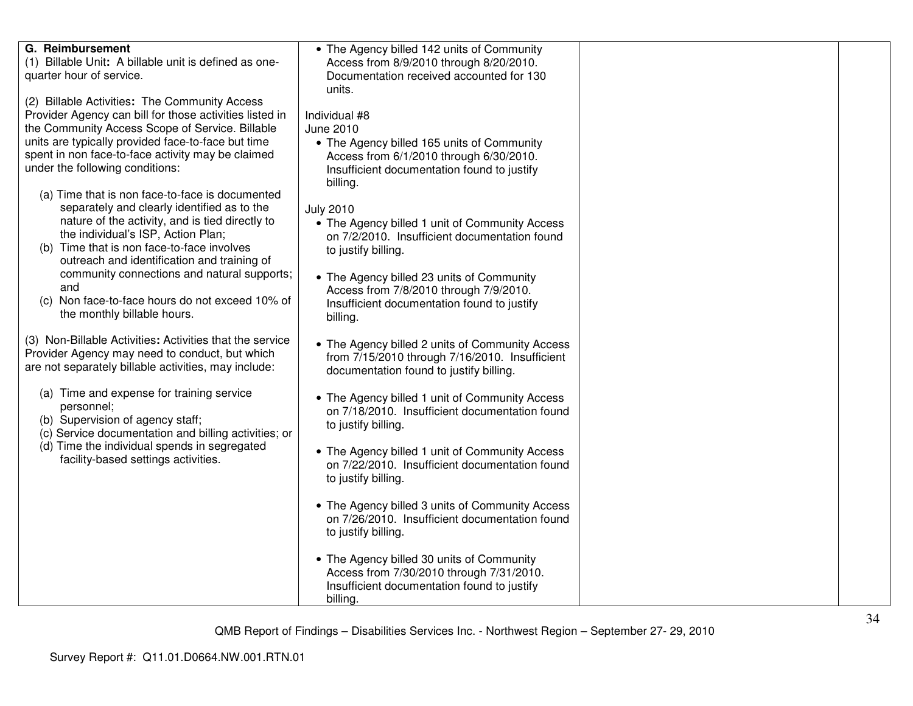| | | | |
|---|---|---|---|
| **G. Reimbursement**<br>(1) Billable Unit**:** A billable unit is defined as one-quarter hour of service.<br><br>(2) Billable Activities**:** The Community Access Provider Agency can bill for those activities listed in the Community Access Scope of Service. Billable units are typically provided face-to-face but time spent in non face-to-face activity may be claimed under the following conditions:<br><br>(a) Time that is non face-to-face is documented separately and clearly identified as to the nature of the activity, and is tied directly to the individual's ISP, Action Plan;<br>(b) Time that is non face-to-face involves outreach and identification and training of community connections and natural supports; and<br>(c) Non face-to-face hours do not exceed 10% of the monthly billable hours.<br><br>(3) Non-Billable Activities**:** Activities that the service Provider Agency may need to conduct, but which are not separately billable activities, may include:<br><br>(a) Time and expense for training service personnel;<br>(b) Supervision of agency staff;<br>(c) Service documentation and billing activities; or<br>(d) Time the individual spends in segregated facility-based settings activities. | • The Agency billed 142 units of Community Access from 8/9/2010 through 8/20/2010. Documentation received accounted for 130 units.<br><br>Individual #8<br>June 2010<br>• The Agency billed 165 units of Community Access from 6/1/2010 through 6/30/2010. Insufficient documentation found to justify billing.<br><br>July 2010<br>• The Agency billed 1 unit of Community Access on 7/2/2010. Insufficient documentation found to justify billing.<br><br>• The Agency billed 23 units of Community Access from 7/8/2010 through 7/9/2010. Insufficient documentation found to justify billing.<br><br>• The Agency billed 2 units of Community Access from 7/15/2010 through 7/16/2010. Insufficient documentation found to justify billing.<br><br>• The Agency billed 1 unit of Community Access on 7/18/2010. Insufficient documentation found to justify billing.<br><br>• The Agency billed 1 unit of Community Access on 7/22/2010. Insufficient documentation found to justify billing.<br><br>• The Agency billed 3 units of Community Access on 7/26/2010. Insufficient documentation found to justify billing.<br><br>• The Agency billed 30 units of Community Access from 7/30/2010 through 7/31/2010. Insufficient documentation found to justify billing. | | |

QMB Report of Findings – Disabilities Services Inc. - Northwest Region – September 27- 29, 2010

Survey Report #: Q11.01.D0664.NW.001.RTN.01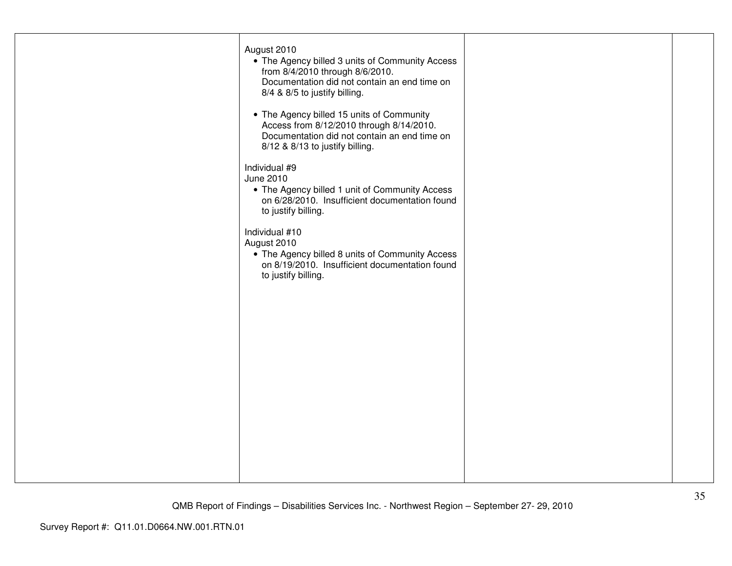| | | | |
|---|---|---|---|
| | August 2010<br>• The Agency billed 3 units of Community Access from 8/4/2010 through 8/6/2010. Documentation did not contain an end time on 8/4 & 8/5 to justify billing.<br><br>• The Agency billed 15 units of Community Access from 8/12/2010 through 8/14/2010. Documentation did not contain an end time on 8/12 & 8/13 to justify billing.<br><br>Individual #9<br>June 2010<br>• The Agency billed 1 unit of Community Access on 6/28/2010. Insufficient documentation found to justify billing.<br><br>Individual #10<br>August 2010<br>• The Agency billed 8 units of Community Access on 8/19/2010. Insufficient documentation found to justify billing. | | |

QMB Report of Findings – Disabilities Services Inc. - Northwest Region – September 27- 29, 2010

Survey Report #: Q11.01.D0664.NW.001.RTN.01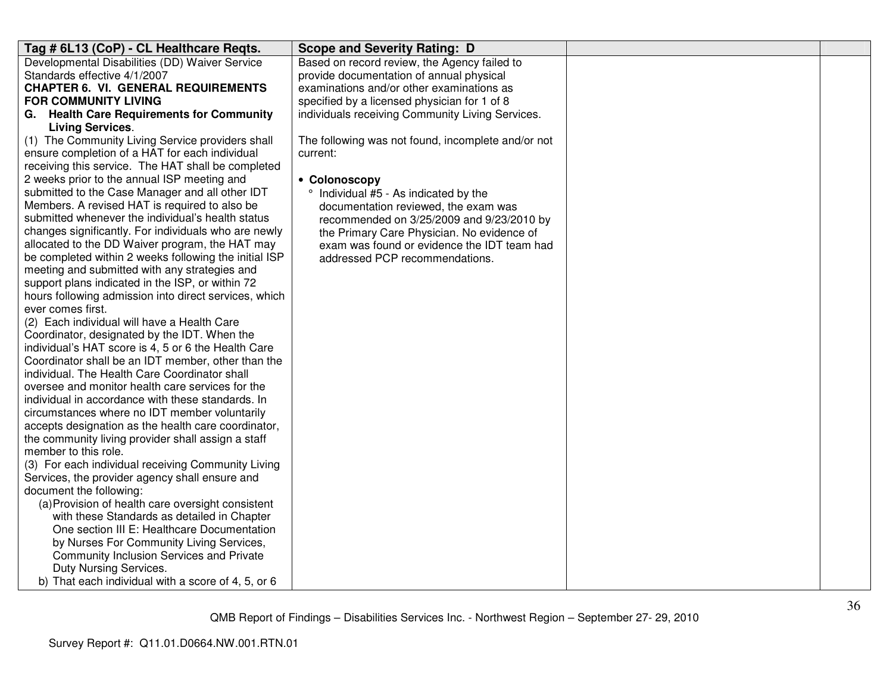| Tag # 6L13 (CoP) - CL Healthcare Reqts. | Scope and Severity Rating: D | | |
|---|---|---|---|
| Developmental Disabilities (DD) Waiver Service Standards effective 4/1/2007<br>**CHAPTER 6. VI. GENERAL REQUIREMENTS FOR COMMUNITY LIVING**<br>**G. Health Care Requirements for Community Living Services**.<br>(1) The Community Living Service providers shall ensure completion of a HAT for each individual receiving this service. The HAT shall be completed 2 weeks prior to the annual ISP meeting and submitted to the Case Manager and all other IDT Members. A revised HAT is required to also be submitted whenever the individual's health status changes significantly. For individuals who are newly allocated to the DD Waiver program, the HAT may be completed within 2 weeks following the initial ISP meeting and submitted with any strategies and support plans indicated in the ISP, or within 72 hours following admission into direct services, which ever comes first.<br>(2) Each individual will have a Health Care Coordinator, designated by the IDT. When the individual's HAT score is 4, 5 or 6 the Health Care Coordinator shall be an IDT member, other than the individual. The Health Care Coordinator shall oversee and monitor health care services for the individual in accordance with these standards. In circumstances where no IDT member voluntarily accepts designation as the health care coordinator, the community living provider shall assign a staff member to this role.<br>(3) For each individual receiving Community Living Services, the provider agency shall ensure and document the following:<br>(a) Provision of health care oversight consistent with these Standards as detailed in Chapter One section III E: Healthcare Documentation by Nurses For Community Living Services, Community Inclusion Services and Private Duty Nursing Services.<br>b) That each individual with a score of 4, 5, or 6 | Based on record review, the Agency failed to provide documentation of annual physical examinations and/or other examinations as specified by a licensed physician for 1 of 8 individuals receiving Community Living Services.<br><br>The following was not found, incomplete and/or not current:<br><br>• **Colonoscopy**<br>° Individual #5 - As indicated by the documentation reviewed, the exam was recommended on 3/25/2009 and 9/23/2010 by the Primary Care Physician. No evidence of exam was found or evidence the IDT team had addressed PCP recommendations. | | |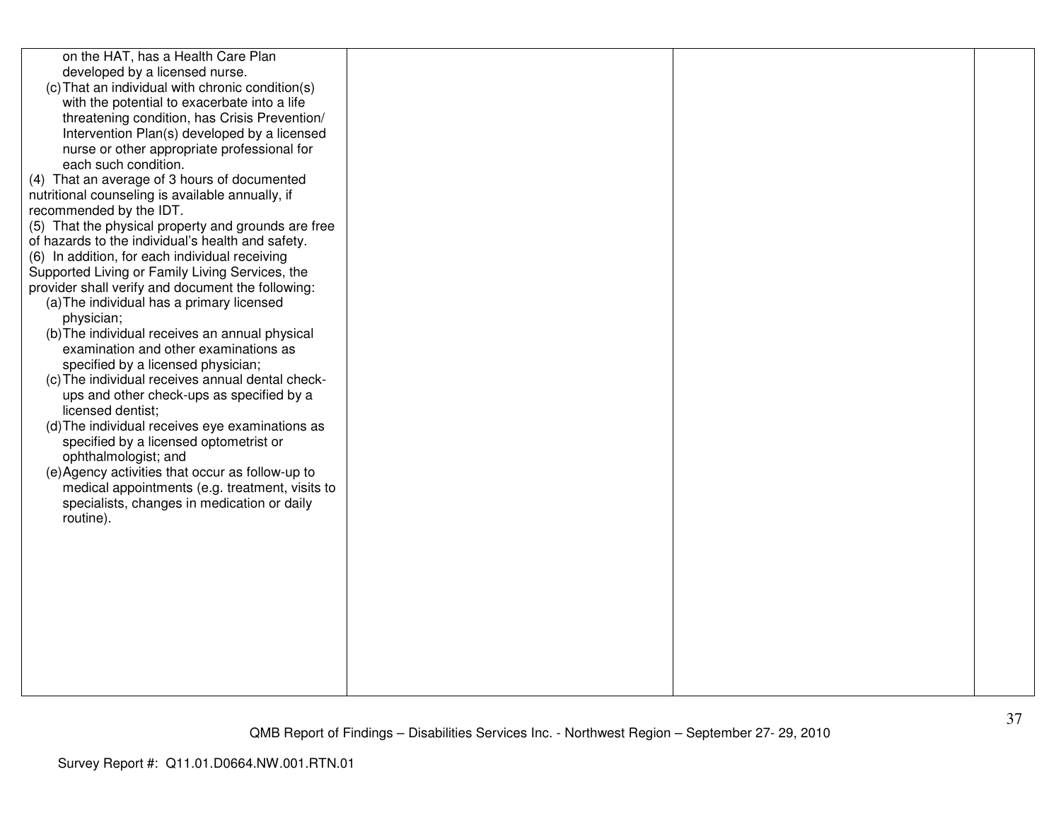| | | | |
|---|---|---|---|
| on the HAT, has a Health Care Plan developed by a licensed nurse.<br>(c) That an individual with chronic condition(s) with the potential to exacerbate into a life threatening condition, has Crisis Prevention/ Intervention Plan(s) developed by a licensed nurse or other appropriate professional for each such condition.<br>(4) That an average of 3 hours of documented nutritional counseling is available annually, if recommended by the IDT.<br>(5) That the physical property and grounds are free of hazards to the individual's health and safety.<br>(6) In addition, for each individual receiving Supported Living or Family Living Services, the provider shall verify and document the following:<br>(a) The individual has a primary licensed physician;<br>(b) The individual receives an annual physical examination and other examinations as specified by a licensed physician;<br>(c) The individual receives annual dental check-ups and other check-ups as specified by a licensed dentist;<br>(d) The individual receives eye examinations as specified by a licensed optometrist or ophthalmologist; and<br>(e) Agency activities that occur as follow-up to medical appointments (e.g. treatment, visits to specialists, changes in medication or daily routine). | | | |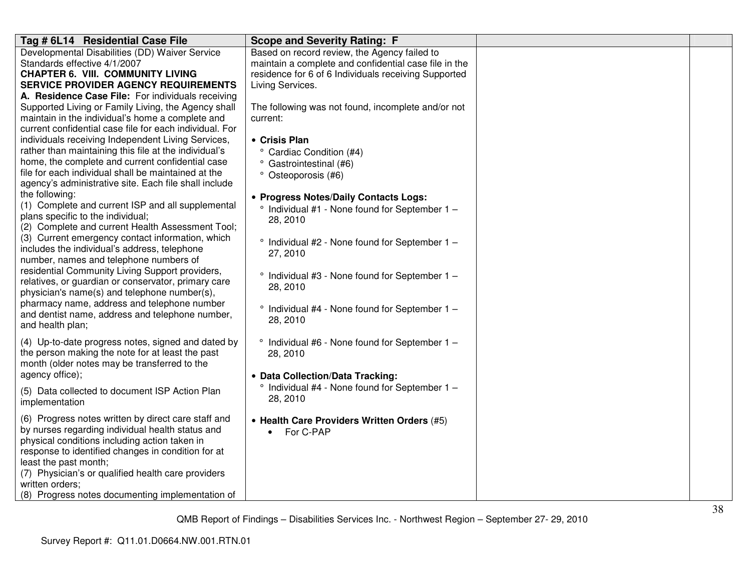| Tag # 6L14 Residential Case File | Scope and Severity Rating: F | | |
|---|---|---|---|
| Developmental Disabilities (DD) Waiver Service Standards effective 4/1/2007<br>**CHAPTER 6. VIII. COMMUNITY LIVING SERVICE PROVIDER AGENCY REQUIREMENTS**<br>**A. Residence Case File:** For individuals receiving Supported Living or Family Living, the Agency shall maintain in the individual's home a complete and current confidential case file for each individual. For individuals receiving Independent Living Services, rather than maintaining this file at the individual's home, the complete and current confidential case file for each individual shall be maintained at the agency's administrative site. Each file shall include the following:<br>(1) Complete and current ISP and all supplemental plans specific to the individual;<br>(2) Complete and current Health Assessment Tool;<br>(3) Current emergency contact information, which includes the individual's address, telephone number, names and telephone numbers of residential Community Living Support providers, relatives, or guardian or conservator, primary care physician's name(s) and telephone number(s), pharmacy name, address and telephone number and dentist name, address and telephone number, and health plan;<br>(4) Up-to-date progress notes, signed and dated by the person making the note for at least the past month (older notes may be transferred to the agency office);<br>(5) Data collected to document ISP Action Plan implementation<br>(6) Progress notes written by direct care staff and by nurses regarding individual health status and physical conditions including action taken in response to identified changes in condition for at least the past month;<br>(7) Physician's or qualified health care providers written orders;<br>(8) Progress notes documenting implementation of | Based on record review, the Agency failed to maintain a complete and confidential case file in the residence for 6 of 6 Individuals receiving Supported Living Services.<br><br>The following was not found, incomplete and/or not current:<br><br>• **Crisis Plan**<br>° Cardiac Condition (#4)<br>° Gastrointestinal (#6)<br>° Osteoporosis (#6)<br><br>• **Progress Notes/Daily Contacts Logs:**<br>° Individual #1 - None found for September 1 – 28, 2010<br>° Individual #2 - None found for September 1 – 27, 2010<br>° Individual #3 - None found for September 1 – 28, 2010<br>° Individual #4 - None found for September 1 – 28, 2010<br>° Individual #6 - None found for September 1 – 28, 2010<br><br>• **Data Collection/Data Tracking:**<br>° Individual #4 - None found for September 1 – 28, 2010<br><br>• **Health Care Providers Written Orders** (#5)<br>• For C-PAP | | |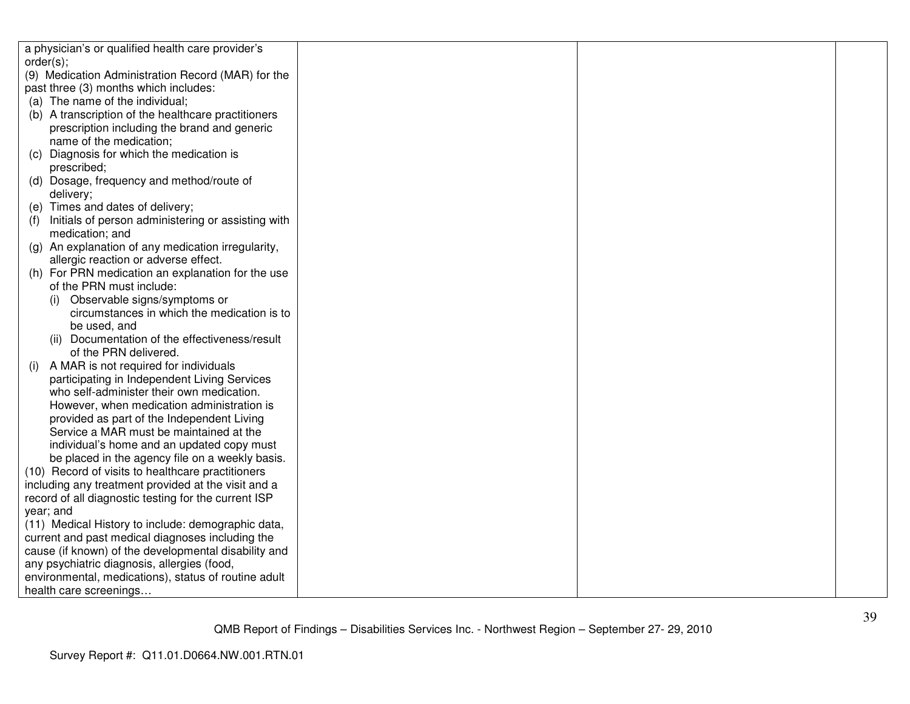| | | | |
|---|---|---|---|
| a physician's or qualified health care provider's order(s);<br>(9) Medication Administration Record (MAR) for the past three (3) months which includes:<br>(a) The name of the individual;<br>(b) A transcription of the healthcare practitioners prescription including the brand and generic name of the medication;<br>(c) Diagnosis for which the medication is prescribed;<br>(d) Dosage, frequency and method/route of delivery;<br>(e) Times and dates of delivery;<br>(f) Initials of person administering or assisting with medication; and<br>(g) An explanation of any medication irregularity, allergic reaction or adverse effect.<br>(h) For PRN medication an explanation for the use of the PRN must include:<br>(i) Observable signs/symptoms or circumstances in which the medication is to be used, and<br>(ii) Documentation of the effectiveness/result of the PRN delivered.<br>(i) A MAR is not required for individuals participating in Independent Living Services who self-administer their own medication. However, when medication administration is provided as part of the Independent Living Service a MAR must be maintained at the individual's home and an updated copy must be placed in the agency file on a weekly basis.<br>(10) Record of visits to healthcare practitioners including any treatment provided at the visit and a record of all diagnostic testing for the current ISP year; and<br>(11) Medical History to include: demographic data, current and past medical diagnoses including the cause (if known) of the developmental disability and any psychiatric diagnosis, allergies (food, environmental, medications), status of routine adult health care screenings… | | | |

QMB Report of Findings – Disabilities Services Inc. - Northwest Region – September 27- 29, 2010

Survey Report #: Q11.01.D0664.NW.001.RTN.01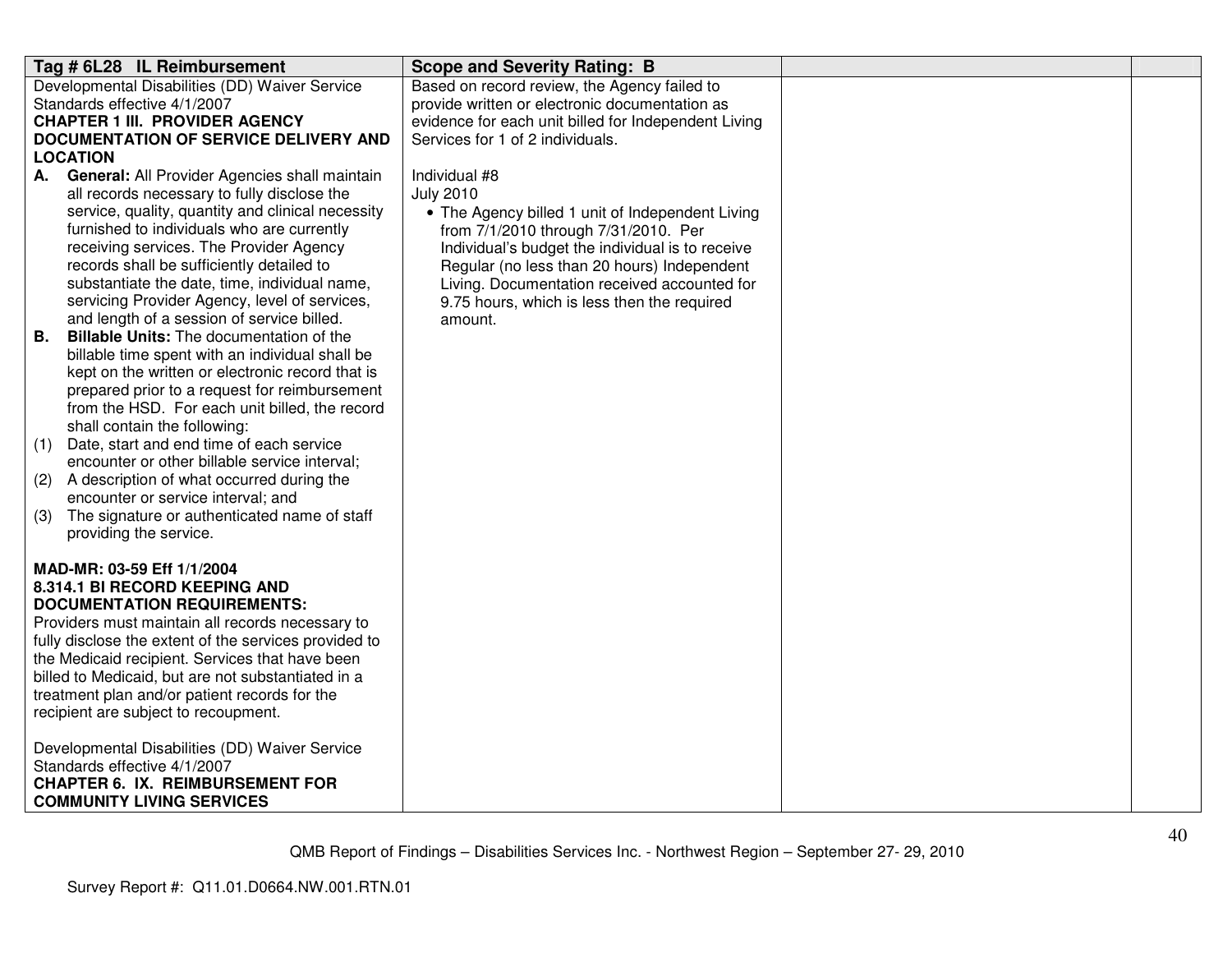| Tag # 6L28 IL Reimbursement | Scope and Severity Rating: B | | |
|---|---|---|---|
| Developmental Disabilities (DD) Waiver Service Standards effective 4/1/2007<br>**CHAPTER 1 III. PROVIDER AGENCY DOCUMENTATION OF SERVICE DELIVERY AND LOCATION**<br>**A. General:** All Provider Agencies shall maintain all records necessary to fully disclose the service, quality, quantity and clinical necessity furnished to individuals who are currently receiving services. The Provider Agency records shall be sufficiently detailed to substantiate the date, time, individual name, servicing Provider Agency, level of services, and length of a session of service billed.<br>**B. Billable Units:** The documentation of the billable time spent with an individual shall be kept on the written or electronic record that is prepared prior to a request for reimbursement from the HSD. For each unit billed, the record shall contain the following:<br>(1) Date, start and end time of each service encounter or other billable service interval;<br>(2) A description of what occurred during the encounter or service interval; and<br>(3) The signature or authenticated name of staff providing the service.<br><br>**MAD-MR: 03-59 Eff 1/1/2004**<br>**8.314.1 BI RECORD KEEPING AND DOCUMENTATION REQUIREMENTS:**<br>Providers must maintain all records necessary to fully disclose the extent of the services provided to the Medicaid recipient. Services that have been billed to Medicaid, but are not substantiated in a treatment plan and/or patient records for the recipient are subject to recoupment.<br><br>Developmental Disabilities (DD) Waiver Service Standards effective 4/1/2007<br>**CHAPTER 6. IX. REIMBURSEMENT FOR COMMUNITY LIVING SERVICES** | Based on record review, the Agency failed to provide written or electronic documentation as evidence for each unit billed for Independent Living Services for 1 of 2 individuals.<br><br>Individual #8<br>July 2010<br>• The Agency billed 1 unit of Independent Living from 7/1/2010 through 7/31/2010. Per Individual's budget the individual is to receive Regular (no less than 20 hours) Independent Living. Documentation received accounted for 9.75 hours, which is less then the required amount. | | |

QMB Report of Findings – Disabilities Services Inc. - Northwest Region – September 27- 29, 2010

Survey Report #: Q11.01.D0664.NW.001.RTN.01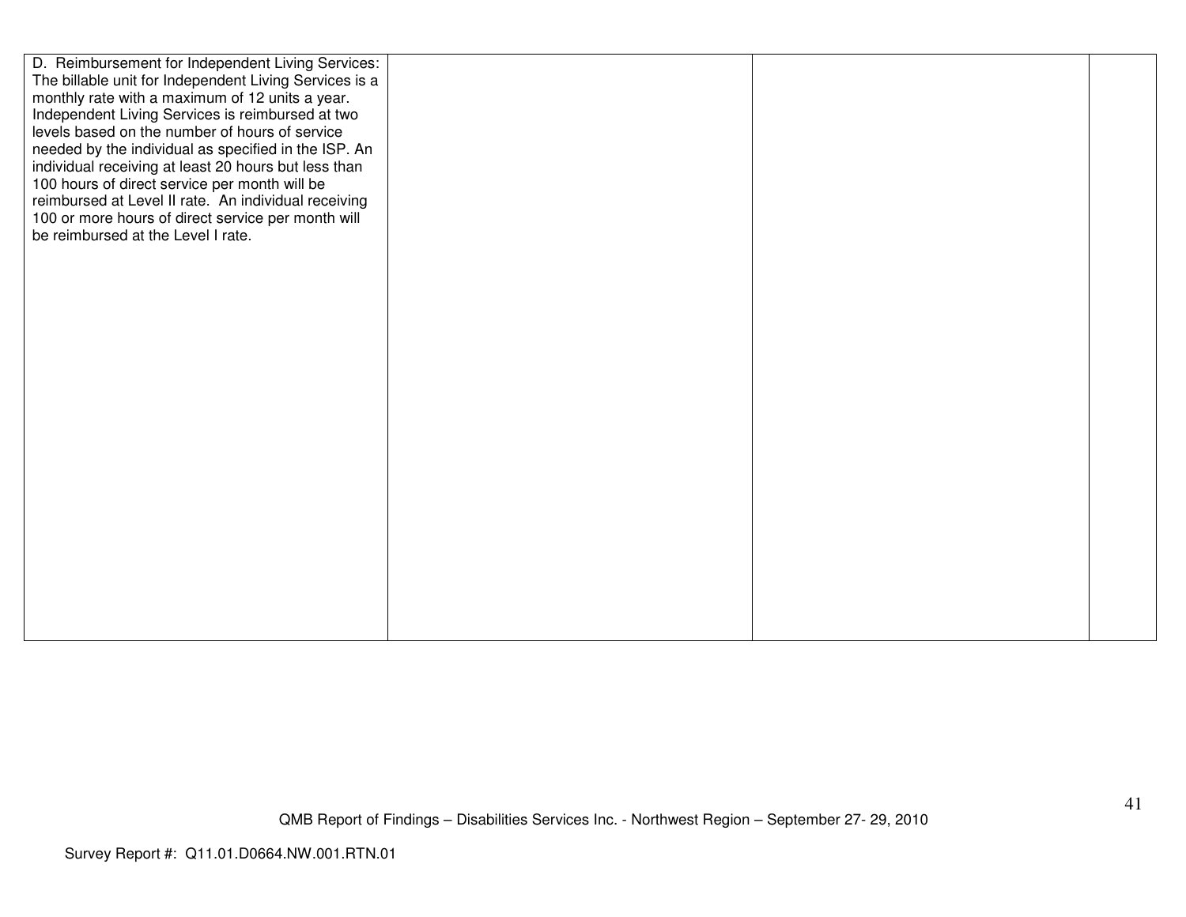| | | | |
|---|---|---|---|
| D. Reimbursement for Independent Living Services: The billable unit for Independent Living Services is a monthly rate with a maximum of 12 units a year. Independent Living Services is reimbursed at two levels based on the number of hours of service needed by the individual as specified in the ISP. An individual receiving at least 20 hours but less than 100 hours of direct service per month will be reimbursed at Level II rate. An individual receiving 100 or more hours of direct service per month will be reimbursed at the Level I rate. | | | |